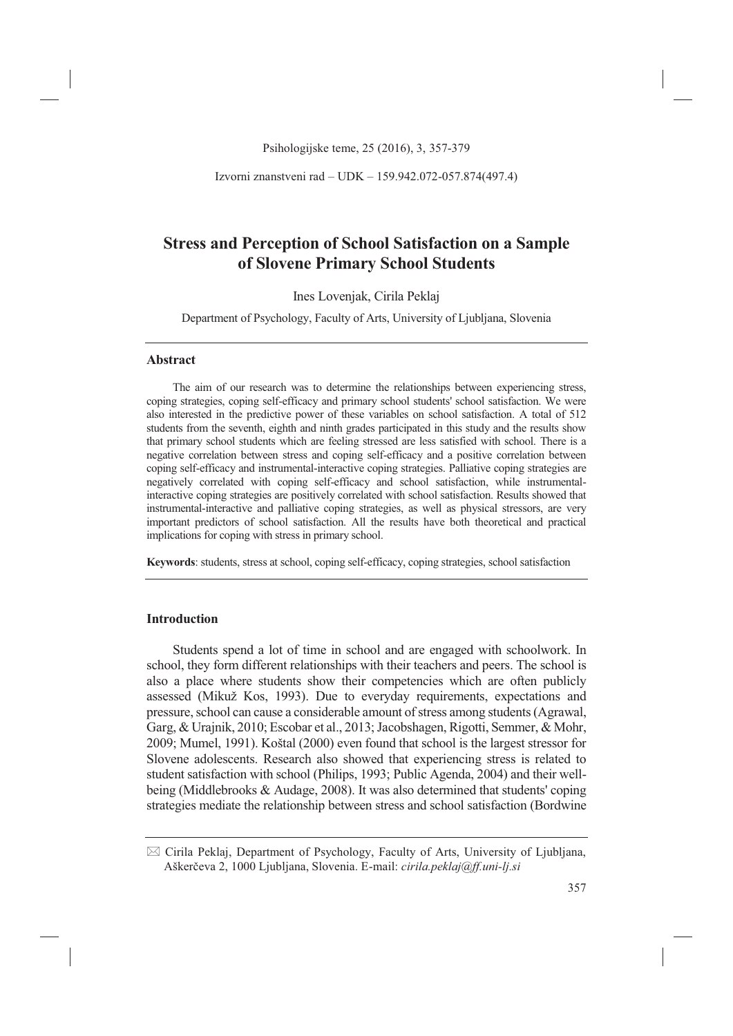Izvorni znanstveni rad – UDK – 159.942.072-057.874(497.4)

# Stress and Perception of School Satisfaction on a Sample of Slovene Primary School Students

Ines Lovenjak, Cirila Peklaj

Department of Psychology, Faculty of Arts, University of Ljubljana, Slovenia

## Abstract

The aim of our research was to determine the relationships between experiencing stress, coping strategies, coping self-efficacy and primary school students' school satisfaction. We were also interested in the predictive power of these variables on school satisfaction. A total of 512 students from the seventh, eighth and ninth grades participated in this study and the results show that primary school students which are feeling stressed are less satisfied with school. There is a negative correlation between stress and coping self-efficacy and a positive correlation between coping self-efficacy and instrumental-interactive coping strategies. Palliative coping strategies are negatively correlated with coping self-efficacy and school satisfaction, while instrumental-interactive coping strategies are positively correlated with school satisfaction. Results showed that instrumental-interactive and palliative coping strategies, as well as physical stressors, are very important predictors of school satisfaction. All the results have both theoretical and practical implications for coping with stress in primary school.

**Keywords**: students, stress at school, coping self-efficacy, coping strategies, school satisfaction

## Introduction

Students spend a lot of time in school and are engaged with schoolwork. In school, they form different relationships with their teachers and peers. The school is also a place where students show their competencies which are often publicly assessed (Mikuž Kos, 1993). Due to everyday requirements, expectations and pressure, school can cause a considerable amount of stress among students (Agrawal, Garg, & Urajnik, 2010; Escobar et al., 2013; Jacobshagen, Rigotti, Semmer, & Mohr, 2009; Mumel, 1991). Koštal (2000) even found that school is the largest stressor for Slovene adolescents. Research also showed that experiencing stress is related to student satisfaction with school (Philips, 1993; Public Agenda, 2004) and their well-being (Middlebrooks & Audage, 2008). It was also determined that students' coping strategies mediate the relationship between stress and school satisfaction (Bordwine

✉ Cirila Peklaj, Department of Psychology, Faculty of Arts, University of Ljubljana, Aškerčeva 2, 1000 Ljubljana, Slovenia. E-mail: *cirila.peklaj@ff.uni-lj.si*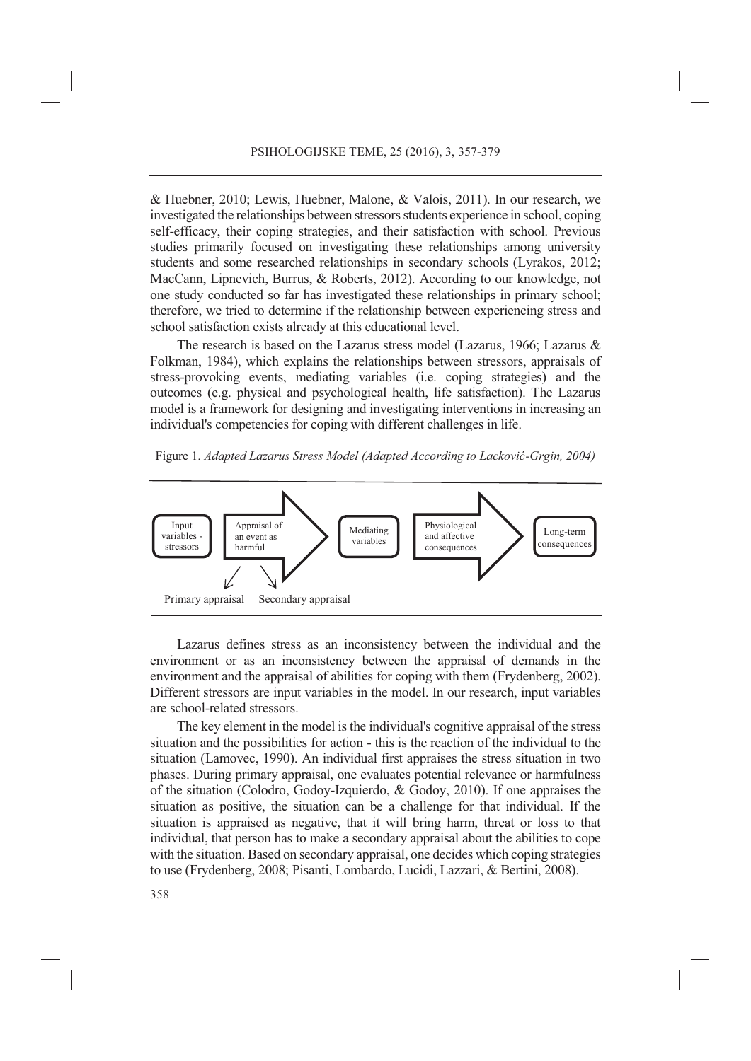& Huebner, 2010; Lewis, Huebner, Malone, & Valois, 2011). In our research, we investigated the relationships between stressors students experience in school, coping self-efficacy, their coping strategies, and their satisfaction with school. Previous studies primarily focused on investigating these relationships among university students and some researched relationships in secondary schools (Lyrakos, 2012; MacCann, Lipnevich, Burrus, & Roberts, 2012). According to our knowledge, not one study conducted so far has investigated these relationships in primary school; therefore, we tried to determine if the relationship between experiencing stress and school satisfaction exists already at this educational level.

The research is based on the Lazarus stress model (Lazarus, 1966; Lazarus & Folkman, 1984), which explains the relationships between stressors, appraisals of stress-provoking events, mediating variables (i.e. coping strategies) and the outcomes (e.g. physical and psychological health, life satisfaction). The Lazarus model is a framework for designing and investigating interventions in increasing an individual's competencies for coping with different challenges in life.

Figure 1. *Adapted Lazarus Stress Model (Adapted According to Lacković-Grgin, 2004)*

Input variables - stressors → Appraisal of an event as harmful → Mediating variables → Physiological and affective consequences → Long-term consequences

Primary appraisal    Secondary appraisal

Lazarus defines stress as an inconsistency between the individual and the environment or as an inconsistency between the appraisal of demands in the environment and the appraisal of abilities for coping with them (Frydenberg, 2002). Different stressors are input variables in the model. In our research, input variables are school-related stressors.

The key element in the model is the individual's cognitive appraisal of the stress situation and the possibilities for action - this is the reaction of the individual to the situation (Lamovec, 1990). An individual first appraises the stress situation in two phases. During primary appraisal, one evaluates potential relevance or harmfulness of the situation (Colodro, Godoy-Izquierdo, & Godoy, 2010). If one appraises the situation as positive, the situation can be a challenge for that individual. If the situation is appraised as negative, that it will bring harm, threat or loss to that individual, that person has to make a secondary appraisal about the abilities to cope with the situation. Based on secondary appraisal, one decides which coping strategies to use (Frydenberg, 2008; Pisanti, Lombardo, Lucidi, Lazzari, & Bertini, 2008).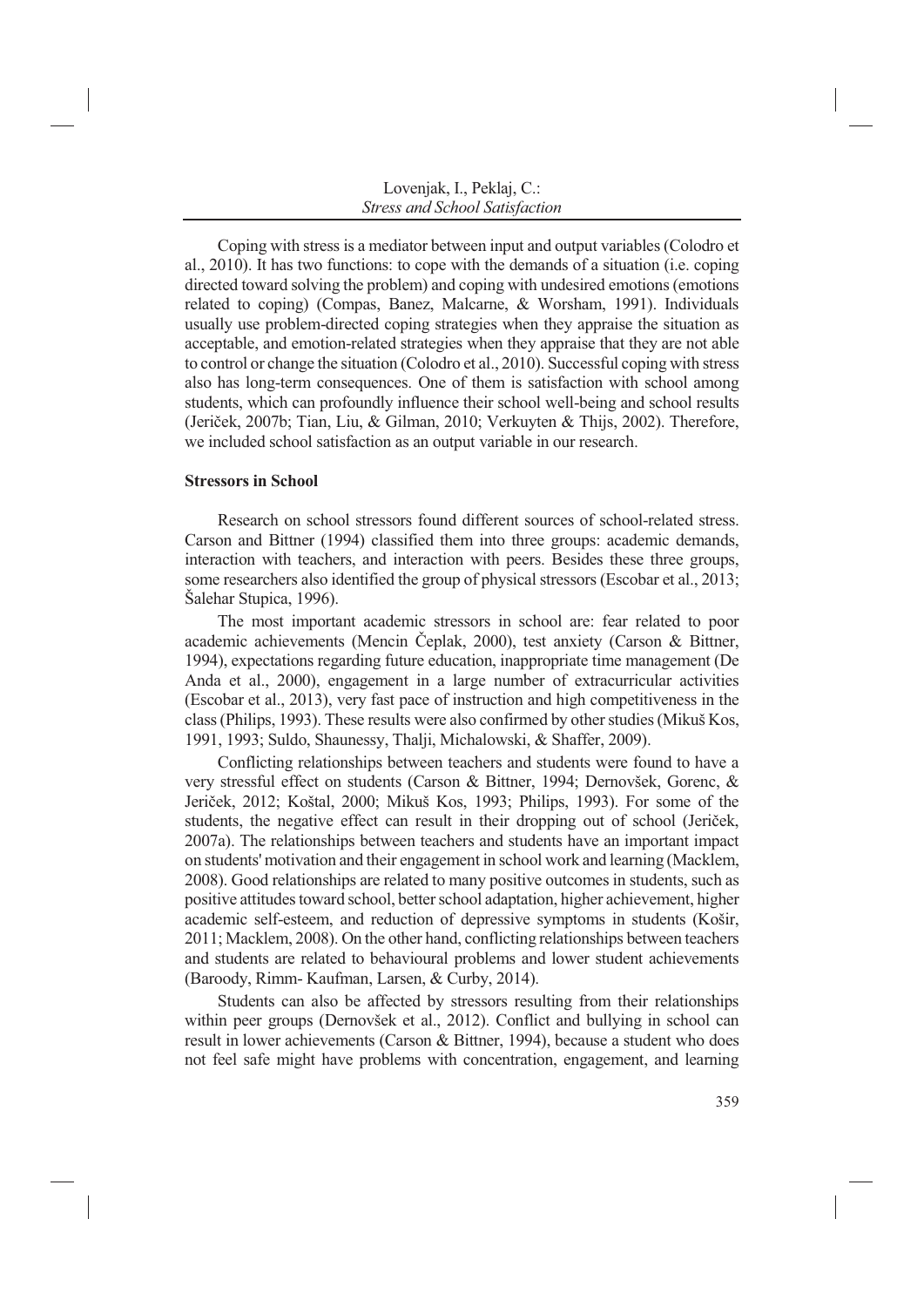Coping with stress is a mediator between input and output variables (Colodro et al., 2010). It has two functions: to cope with the demands of a situation (i.e. coping directed toward solving the problem) and coping with undesired emotions (emotions related to coping) (Compas, Banez, Malcarne, & Worsham, 1991). Individuals usually use problem-directed coping strategies when they appraise the situation as acceptable, and emotion-related strategies when they appraise that they are not able to control or change the situation (Colodro et al., 2010). Successful coping with stress also has long-term consequences. One of them is satisfaction with school among students, which can profoundly influence their school well-being and school results (Jeriček, 2007b; Tian, Liu, & Gilman, 2010; Verkuyten & Thijs, 2002). Therefore, we included school satisfaction as an output variable in our research.

**Stressors in School**

Research on school stressors found different sources of school-related stress. Carson and Bittner (1994) classified them into three groups: academic demands, interaction with teachers, and interaction with peers. Besides these three groups, some researchers also identified the group of physical stressors (Escobar et al., 2013; Šalehar Stupica, 1996).

The most important academic stressors in school are: fear related to poor academic achievements (Mencin Čeplak, 2000), test anxiety (Carson & Bittner, 1994), expectations regarding future education, inappropriate time management (De Anda et al., 2000), engagement in a large number of extracurricular activities (Escobar et al., 2013), very fast pace of instruction and high competitiveness in the class (Philips, 1993). These results were also confirmed by other studies (Mikuš Kos, 1991, 1993; Suldo, Shaunessy, Thalji, Michalowski, & Shaffer, 2009).

Conflicting relationships between teachers and students were found to have a very stressful effect on students (Carson & Bittner, 1994; Dernovšek, Gorenc, & Jeriček, 2012; Koštal, 2000; Mikuš Kos, 1993; Philips, 1993). For some of the students, the negative effect can result in their dropping out of school (Jeriček, 2007a). The relationships between teachers and students have an important impact on students' motivation and their engagement in school work and learning (Macklem, 2008). Good relationships are related to many positive outcomes in students, such as positive attitudes toward school, better school adaptation, higher achievement, higher academic self-esteem, and reduction of depressive symptoms in students (Košir, 2011; Macklem, 2008). On the other hand, conflicting relationships between teachers and students are related to behavioural problems and lower student achievements (Baroody, Rimm- Kaufman, Larsen, & Curby, 2014).

Students can also be affected by stressors resulting from their relationships within peer groups (Dernovšek et al., 2012). Conflict and bullying in school can result in lower achievements (Carson & Bittner, 1994), because a student who does not feel safe might have problems with concentration, engagement, and learning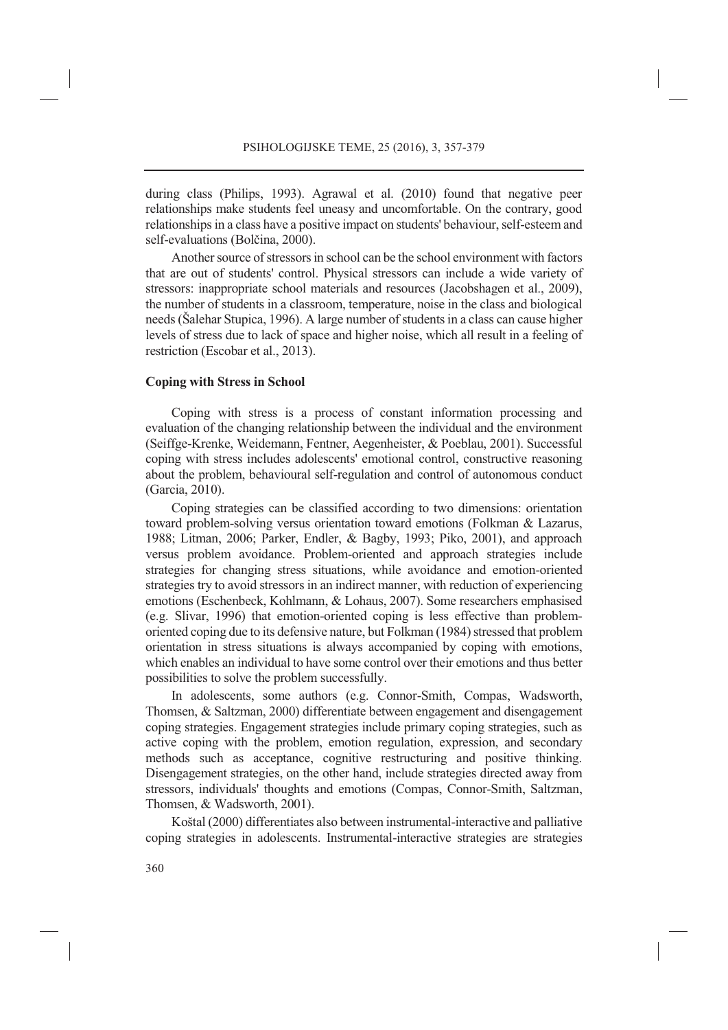during class (Philips, 1993). Agrawal et al. (2010) found that negative peer relationships make students feel uneasy and uncomfortable. On the contrary, good relationships in a class have a positive impact on students' behaviour, self-esteem and self-evaluations (Bolčina, 2000).

Another source of stressors in school can be the school environment with factors that are out of students' control. Physical stressors can include a wide variety of stressors: inappropriate school materials and resources (Jacobshagen et al., 2009), the number of students in a classroom, temperature, noise in the class and biological needs (Šalehar Stupica, 1996). A large number of students in a class can cause higher levels of stress due to lack of space and higher noise, which all result in a feeling of restriction (Escobar et al., 2013).

## Coping with Stress in School

Coping with stress is a process of constant information processing and evaluation of the changing relationship between the individual and the environment (Seiffge-Krenke, Weidemann, Fentner, Aegenheister, & Poeblau, 2001). Successful coping with stress includes adolescents' emotional control, constructive reasoning about the problem, behavioural self-regulation and control of autonomous conduct (Garcia, 2010).

Coping strategies can be classified according to two dimensions: orientation toward problem-solving versus orientation toward emotions (Folkman & Lazarus, 1988; Litman, 2006; Parker, Endler, & Bagby, 1993; Piko, 2001), and approach versus problem avoidance. Problem-oriented and approach strategies include strategies for changing stress situations, while avoidance and emotion-oriented strategies try to avoid stressors in an indirect manner, with reduction of experiencing emotions (Eschenbeck, Kohlmann, & Lohaus, 2007). Some researchers emphasised (e.g. Slivar, 1996) that emotion-oriented coping is less effective than problem-oriented coping due to its defensive nature, but Folkman (1984) stressed that problem orientation in stress situations is always accompanied by coping with emotions, which enables an individual to have some control over their emotions and thus better possibilities to solve the problem successfully.

In adolescents, some authors (e.g. Connor-Smith, Compas, Wadsworth, Thomsen, & Saltzman, 2000) differentiate between engagement and disengagement coping strategies. Engagement strategies include primary coping strategies, such as active coping with the problem, emotion regulation, expression, and secondary methods such as acceptance, cognitive restructuring and positive thinking. Disengagement strategies, on the other hand, include strategies directed away from stressors, individuals' thoughts and emotions (Compas, Connor-Smith, Saltzman, Thomsen, & Wadsworth, 2001).

Koštal (2000) differentiates also between instrumental-interactive and palliative coping strategies in adolescents. Instrumental-interactive strategies are strategies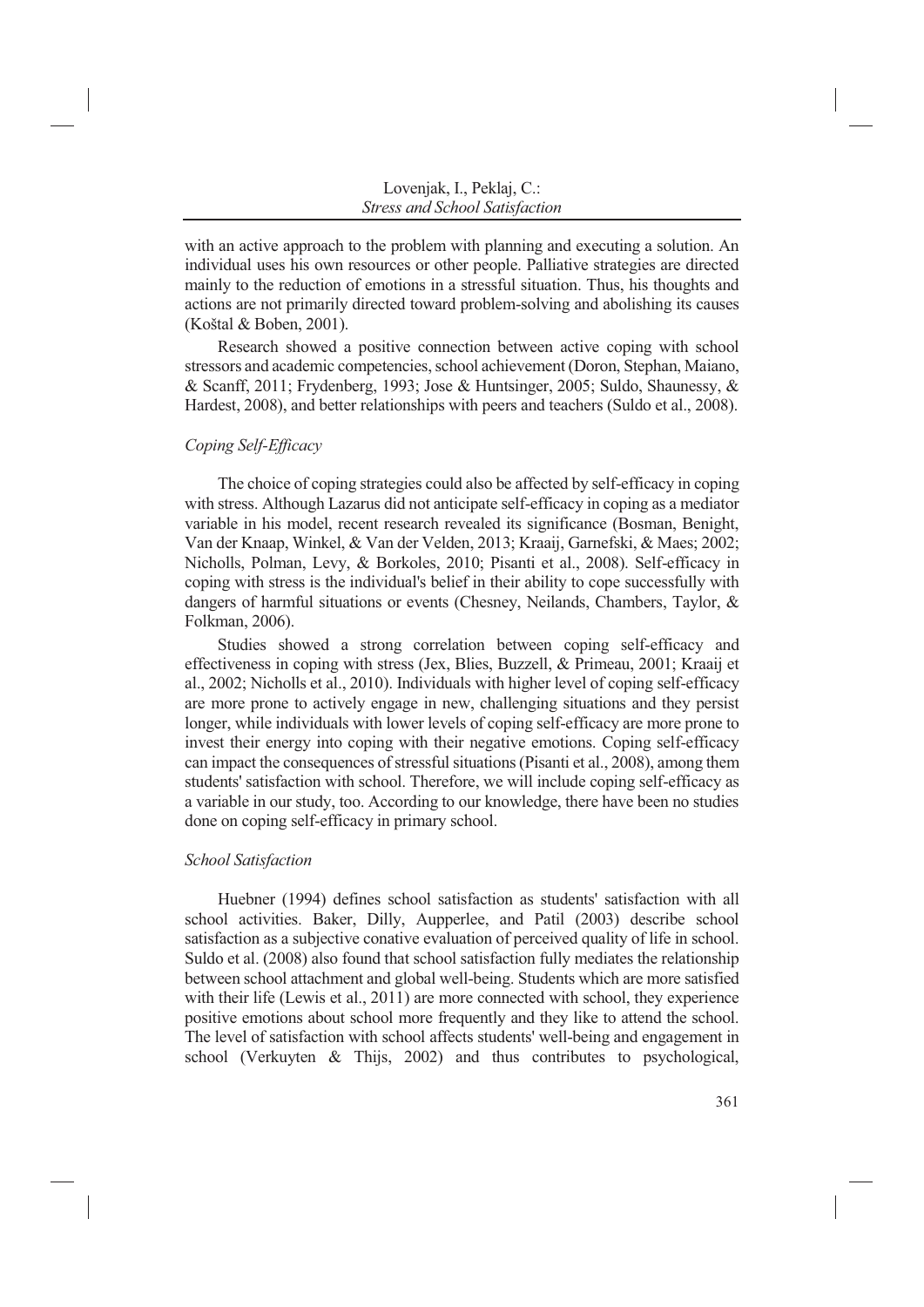with an active approach to the problem with planning and executing a solution. An individual uses his own resources or other people. Palliative strategies are directed mainly to the reduction of emotions in a stressful situation. Thus, his thoughts and actions are not primarily directed toward problem-solving and abolishing its causes (Koštal & Boben, 2001).

Research showed a positive connection between active coping with school stressors and academic competencies, school achievement (Doron, Stephan, Maiano, & Scanff, 2011; Frydenberg, 1993; Jose & Huntsinger, 2005; Suldo, Shaunessy, & Hardest, 2008), and better relationships with peers and teachers (Suldo et al., 2008).

### *Coping Self-Efficacy*

The choice of coping strategies could also be affected by self-efficacy in coping with stress. Although Lazarus did not anticipate self-efficacy in coping as a mediator variable in his model, recent research revealed its significance (Bosman, Benight, Van der Knaap, Winkel, & Van der Velden, 2013; Kraaij, Garnefski, & Maes; 2002; Nicholls, Polman, Levy, & Borkoles, 2010; Pisanti et al., 2008). Self-efficacy in coping with stress is the individual's belief in their ability to cope successfully with dangers of harmful situations or events (Chesney, Neilands, Chambers, Taylor, & Folkman, 2006).

Studies showed a strong correlation between coping self-efficacy and effectiveness in coping with stress (Jex, Blies, Buzzell, & Primeau, 2001; Kraaij et al., 2002; Nicholls et al., 2010). Individuals with higher level of coping self-efficacy are more prone to actively engage in new, challenging situations and they persist longer, while individuals with lower levels of coping self-efficacy are more prone to invest their energy into coping with their negative emotions. Coping self-efficacy can impact the consequences of stressful situations (Pisanti et al., 2008), among them students' satisfaction with school. Therefore, we will include coping self-efficacy as a variable in our study, too. According to our knowledge, there have been no studies done on coping self-efficacy in primary school.

### *School Satisfaction*

Huebner (1994) defines school satisfaction as students' satisfaction with all school activities. Baker, Dilly, Aupperlee, and Patil (2003) describe school satisfaction as a subjective conative evaluation of perceived quality of life in school. Suldo et al. (2008) also found that school satisfaction fully mediates the relationship between school attachment and global well-being. Students which are more satisfied with their life (Lewis et al., 2011) are more connected with school, they experience positive emotions about school more frequently and they like to attend the school. The level of satisfaction with school affects students' well-being and engagement in school (Verkuyten & Thijs, 2002) and thus contributes to psychological,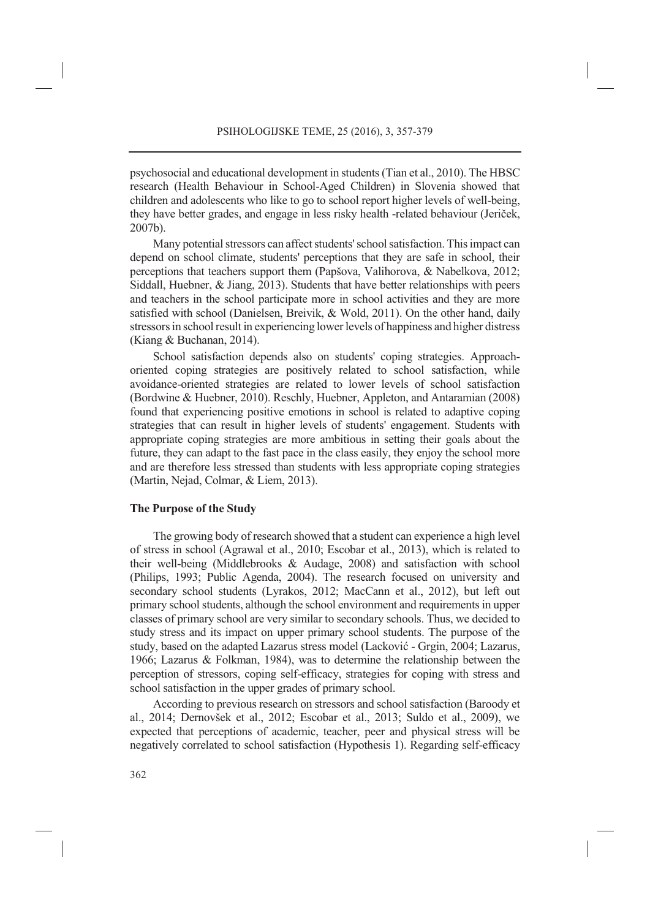psychosocial and educational development in students (Tian et al., 2010). The HBSC research (Health Behaviour in School-Aged Children) in Slovenia showed that children and adolescents who like to go to school report higher levels of well-being, they have better grades, and engage in less risky health -related behaviour (Jeriček, 2007b).

Many potential stressors can affect students' school satisfaction. This impact can depend on school climate, students' perceptions that they are safe in school, their perceptions that teachers support them (Papšova, Valihorova, & Nabelkova, 2012; Siddall, Huebner, & Jiang, 2013). Students that have better relationships with peers and teachers in the school participate more in school activities and they are more satisfied with school (Danielsen, Breivik, & Wold, 2011). On the other hand, daily stressors in school result in experiencing lower levels of happiness and higher distress (Kiang & Buchanan, 2014).

School satisfaction depends also on students' coping strategies. Approach-oriented coping strategies are positively related to school satisfaction, while avoidance-oriented strategies are related to lower levels of school satisfaction (Bordwine & Huebner, 2010). Reschly, Huebner, Appleton, and Antaramian (2008) found that experiencing positive emotions in school is related to adaptive coping strategies that can result in higher levels of students' engagement. Students with appropriate coping strategies are more ambitious in setting their goals about the future, they can adapt to the fast pace in the class easily, they enjoy the school more and are therefore less stressed than students with less appropriate coping strategies (Martin, Nejad, Colmar, & Liem, 2013).

## The Purpose of the Study

The growing body of research showed that a student can experience a high level of stress in school (Agrawal et al., 2010; Escobar et al., 2013), which is related to their well-being (Middlebrooks & Audage, 2008) and satisfaction with school (Philips, 1993; Public Agenda, 2004). The research focused on university and secondary school students (Lyrakos, 2012; MacCann et al., 2012), but left out primary school students, although the school environment and requirements in upper classes of primary school are very similar to secondary schools. Thus, we decided to study stress and its impact on upper primary school students. The purpose of the study, based on the adapted Lazarus stress model (Lacković - Grgin, 2004; Lazarus, 1966; Lazarus & Folkman, 1984), was to determine the relationship between the perception of stressors, coping self-efficacy, strategies for coping with stress and school satisfaction in the upper grades of primary school.

According to previous research on stressors and school satisfaction (Baroody et al., 2014; Dernovšek et al., 2012; Escobar et al., 2013; Suldo et al., 2009), we expected that perceptions of academic, teacher, peer and physical stress will be negatively correlated to school satisfaction (Hypothesis 1). Regarding self-efficacy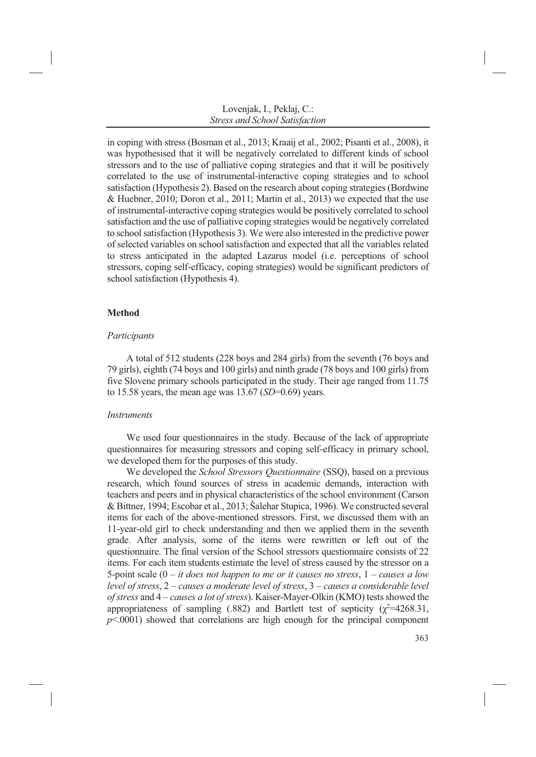in coping with stress (Bosman et al., 2013; Kraaij et al., 2002; Pisanti et al., 2008), it was hypothesised that it will be negatively correlated to different kinds of school stressors and to the use of palliative coping strategies and that it will be positively correlated to the use of instrumental-interactive coping strategies and to school satisfaction (Hypothesis 2). Based on the research about coping strategies (Bordwine & Huebner, 2010; Doron et al., 2011; Martin et al., 2013) we expected that the use of instrumental-interactive coping strategies would be positively correlated to school satisfaction and the use of palliative coping strategies would be negatively correlated to school satisfaction (Hypothesis 3). We were also interested in the predictive power of selected variables on school satisfaction and expected that all the variables related to stress anticipated in the adapted Lazarus model (i.e. perceptions of school stressors, coping self-efficacy, coping strategies) would be significant predictors of school satisfaction (Hypothesis 4).

## Method

### *Participants*

A total of 512 students (228 boys and 284 girls) from the seventh (76 boys and 79 girls), eighth (74 boys and 100 girls) and ninth grade (78 boys and 100 girls) from five Slovene primary schools participated in the study. Their age ranged from 11.75 to 15.58 years, the mean age was 13.67 ($SD$=0.69) years.

### *Instruments*

We used four questionnaires in the study. Because of the lack of appropriate questionnaires for measuring stressors and coping self-efficacy in primary school, we developed them for the purposes of this study.

We developed the *School Stressors Questionnaire* (SSQ), based on a previous research, which found sources of stress in academic demands, interaction with teachers and peers and in physical characteristics of the school environment (Carson & Bittner, 1994; Escobar et al., 2013; Šalehar Stupica, 1996). We constructed several items for each of the above-mentioned stressors. First, we discussed them with an 11-year-old girl to check understanding and then we applied them in the seventh grade. After analysis, some of the items were rewritten or left out of the questionnaire. The final version of the School stressors questionnaire consists of 22 items. For each item students estimate the level of stress caused by the stressor on a 5-point scale (0 – *it does not happen to me or it causes no stress*, 1 – *causes a low level of stress*, 2 – *causes a moderate level of stress*, 3 – *causes a considerable level of stress* and 4 – *causes a lot of stress*). Kaiser-Mayer-Olkin (KMO) tests showed the appropriateness of sampling (.882) and Bartlett test of septicity ($\chi^2$=4268.31, $p$<.0001) showed that correlations are high enough for the principal component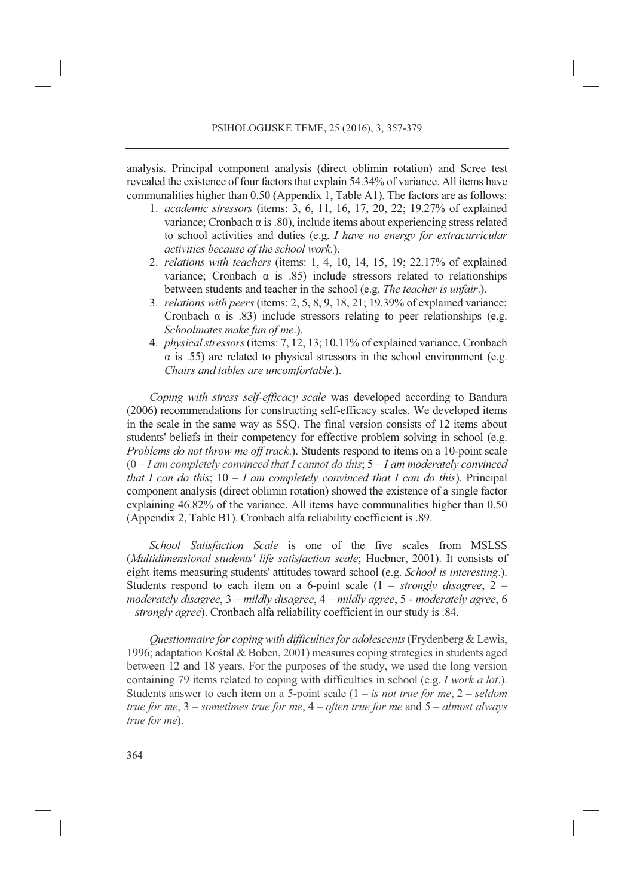analysis. Principal component analysis (direct oblimin rotation) and Scree test revealed the existence of four factors that explain 54.34% of variance. All items have communalities higher than 0.50 (Appendix 1, Table A1). The factors are as follows:

1. *academic stressors* (items: 3, 6, 11, 16, 17, 20, 22; 19.27% of explained variance; Cronbach α is .80), include items about experiencing stress related to school activities and duties (e.g. *I have no energy for extracurricular activities because of the school work.*).
2. *relations with teachers* (items: 1, 4, 10, 14, 15, 19; 22.17% of explained variance; Cronbach α is .85) include stressors related to relationships between students and teacher in the school (e.g. *The teacher is unfair*.).
3. *relations with peers* (items: 2, 5, 8, 9, 18, 21; 19.39% of explained variance; Cronbach α is .83) include stressors relating to peer relationships (e.g. *Schoolmates make fun of me*.).
4. *physical stressors* (items: 7, 12, 13; 10.11% of explained variance, Cronbach α is .55) are related to physical stressors in the school environment (e.g. *Chairs and tables are uncomfortable*.).

*Coping with stress self-efficacy scale* was developed according to Bandura (2006) recommendations for constructing self-efficacy scales. We developed items in the scale in the same way as SSQ. The final version consists of 12 items about students' beliefs in their competency for effective problem solving in school (e.g. *Problems do not throw me off track*.). Students respond to items on a 10-point scale (0 – *I am completely convinced that I cannot do this*; 5 – *I am moderately convinced that I can do this*; 10 – *I am completely convinced that I can do this*). Principal component analysis (direct oblimin rotation) showed the existence of a single factor explaining 46.82% of the variance. All items have communalities higher than 0.50 (Appendix 2, Table B1). Cronbach alfa reliability coefficient is .89.

*School Satisfaction Scale* is one of the five scales from MSLSS (*Multidimensional students' life satisfaction scale*; Huebner, 2001). It consists of eight items measuring students' attitudes toward school (e.g. *School is interesting*.). Students respond to each item on a 6-point scale (1 – *strongly disagree*, 2 – *moderately disagree*, 3 – *mildly disagree*, 4 – *mildly agree*, 5 - *moderately agree*, 6 – *strongly agree*). Cronbach alfa reliability coefficient in our study is .84.

*Questionnaire for coping with difficulties for adolescents* (Frydenberg & Lewis, 1996; adaptation Koštal & Boben, 2001) measures coping strategies in students aged between 12 and 18 years. For the purposes of the study, we used the long version containing 79 items related to coping with difficulties in school (e.g. *I work a lot*.). Students answer to each item on a 5-point scale (1 – *is not true for me*, 2 – *seldom true for me*, 3 – *sometimes true for me*, 4 – *often true for me* and 5 – *almost always true for me*).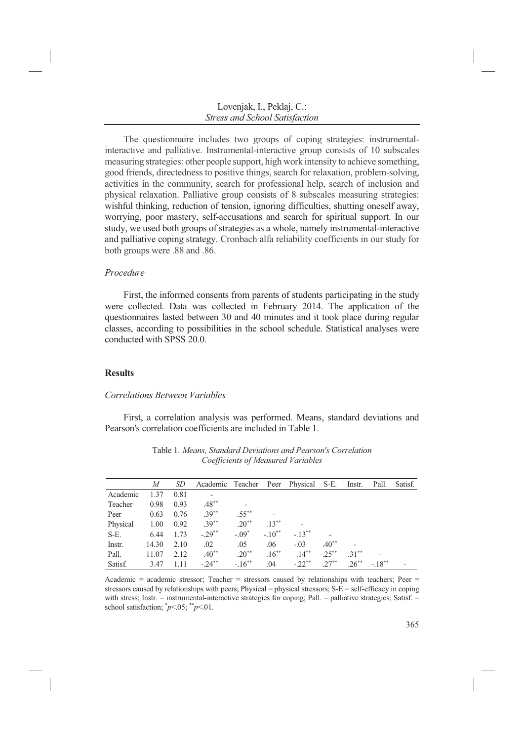The questionnaire includes two groups of coping strategies: instrumental-interactive and palliative. Instrumental-interactive group consists of 10 subscales measuring strategies: other people support, high work intensity to achieve something, good friends, directedness to positive things, search for relaxation, problem-solving, activities in the community, search for professional help, search of inclusion and physical relaxation. Palliative group consists of 8 subscales measuring strategies: wishful thinking, reduction of tension, ignoring difficulties, shutting oneself away, worrying, poor mastery, self-accusations and search for spiritual support. In our study, we used both groups of strategies as a whole, namely instrumental-interactive and palliative coping strategy. Cronbach alfa reliability coefficients in our study for both groups were .88 and .86.

### *Procedure*

First, the informed consents from parents of students participating in the study were collected. Data was collected in February 2014. The application of the questionnaires lasted between 30 and 40 minutes and it took place during regular classes, according to possibilities in the school schedule. Statistical analyses were conducted with SPSS 20.0.

## **Results**

### *Correlations Between Variables*

First, a correlation analysis was performed. Means, standard deviations and Pearson's correlation coefficients are included in Table 1.

Table 1. *Means, Standard Deviations and Pearson's Correlation Coefficients of Measured Variables*

| | *M* | *SD* | Academic | Teacher | Peer | Physical | S-E. | Instr. | Pall. | Satisf. |
|---|---|---|---|---|---|---|---|---|---|---|
| Academic | 1.37 | 0.81 | - | | | | | | | |
| Teacher | 0.98 | 0.93 | .48** | - | | | | | | |
| Peer | 0.63 | 0.76 | .39** | .55** | - | | | | | |
| Physical | 1.00 | 0.92 | .39** | .20** | .13** | - | | | | |
| S-E. | 6.44 | 1.73 | -.29** | -.09* | -.10** | -.13** | - | | | |
| Instr. | 14.30 | 2.10 | .02 | .05 | .06 | -.03 | .40** | - | | |
| Pall. | 11.07 | 2.12 | .40** | .20** | .16** | .14** | -.25** | .31** | - | |
| Satisf. | 3.47 | 1.11 | -.24** | -.16** | .04 | -.22** | .27** | .26** | -.18** | - |

Academic = academic stressor; Teacher = stressors caused by relationships with teachers; Peer = stressors caused by relationships with peers; Physical = physical stressors; S-E = self-efficacy in coping with stress; Instr. = instrumental-interactive strategies for coping; Pall. = palliative strategies; Satisf. = school satisfaction; *$p<.05$; **$p<.01$.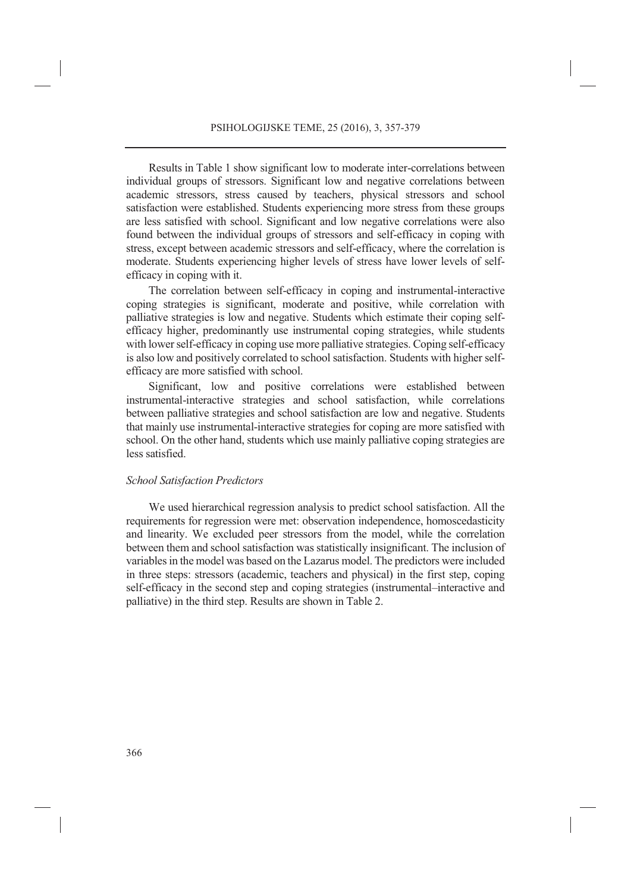Results in Table 1 show significant low to moderate inter-correlations between individual groups of stressors. Significant low and negative correlations between academic stressors, stress caused by teachers, physical stressors and school satisfaction were established. Students experiencing more stress from these groups are less satisfied with school. Significant and low negative correlations were also found between the individual groups of stressors and self-efficacy in coping with stress, except between academic stressors and self-efficacy, where the correlation is moderate. Students experiencing higher levels of stress have lower levels of self-efficacy in coping with it.

The correlation between self-efficacy in coping and instrumental-interactive coping strategies is significant, moderate and positive, while correlation with palliative strategies is low and negative. Students which estimate their coping self-efficacy higher, predominantly use instrumental coping strategies, while students with lower self-efficacy in coping use more palliative strategies. Coping self-efficacy is also low and positively correlated to school satisfaction. Students with higher self-efficacy are more satisfied with school.

Significant, low and positive correlations were established between instrumental-interactive strategies and school satisfaction, while correlations between palliative strategies and school satisfaction are low and negative. Students that mainly use instrumental-interactive strategies for coping are more satisfied with school. On the other hand, students which use mainly palliative coping strategies are less satisfied.

### *School Satisfaction Predictors*

We used hierarchical regression analysis to predict school satisfaction. All the requirements for regression were met: observation independence, homoscedasticity and linearity. We excluded peer stressors from the model, while the correlation between them and school satisfaction was statistically insignificant. The inclusion of variables in the model was based on the Lazarus model. The predictors were included in three steps: stressors (academic, teachers and physical) in the first step, coping self-efficacy in the second step and coping strategies (instrumental–interactive and palliative) in the third step. Results are shown in Table 2.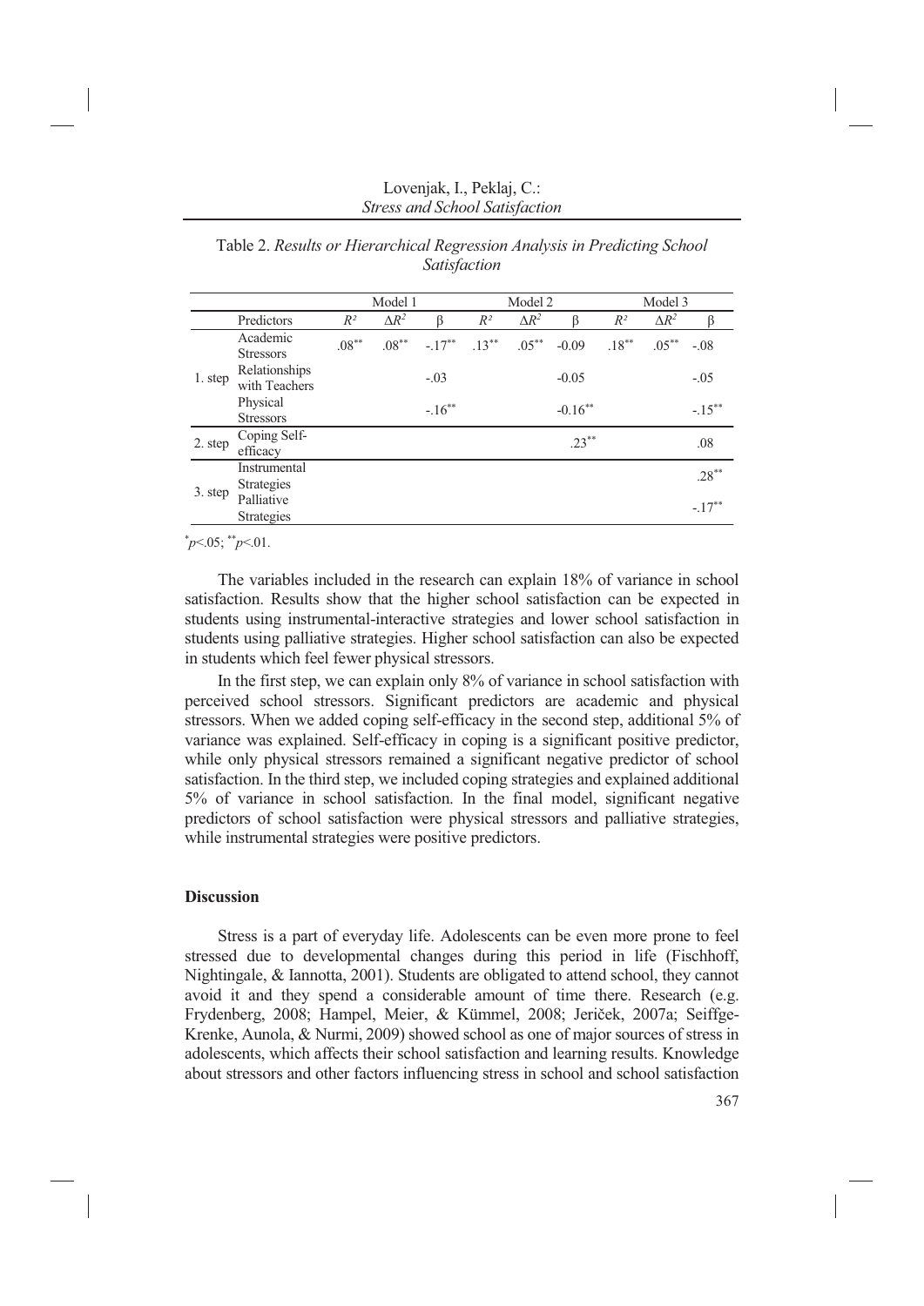Table 2. *Results or Hierarchical Regression Analysis in Predicting School Satisfaction*

| | | Model 1 | | | Model 2 | | | Model 3 | | |
|---|---|---|---|---|---|---|---|---|---|---|
| | Predictors | $R^2$ | $\Delta R^2$ | β | $R^2$ | $\Delta R^2$ | β | $R^2$ | $\Delta R^2$ | β |
| 1. step | Academic Stressors | $.08^{**}$ | $.08^{**}$ | $-.17^{**}$ | $.13^{**}$ | $.05^{**}$ | -0.09 | $.18^{**}$ | $.05^{**}$ | -.08 |
| | Relationships with Teachers | | | -.03 | | | -0.05 | | | -.05 |
| | Physical Stressors | | | $-.16^{**}$ | | | $-0.16^{**}$ | | | $-.15^{**}$ |
| 2. step | Coping Self-efficacy | | | | | | $.23^{**}$ | | | .08 |
| 3. step | Instrumental Strategies | | | | | | | | | $.28^{**}$ |
| | Palliative Strategies | | | | | | | | | $-.17^{**}$ |

$^{*}p$<.05; $^{**}p$<.01.

The variables included in the research can explain 18% of variance in school satisfaction. Results show that the higher school satisfaction can be expected in students using instrumental-interactive strategies and lower school satisfaction in students using palliative strategies. Higher school satisfaction can also be expected in students which feel fewer physical stressors.

In the first step, we can explain only 8% of variance in school satisfaction with perceived school stressors. Significant predictors are academic and physical stressors. When we added coping self-efficacy in the second step, additional 5% of variance was explained. Self-efficacy in coping is a significant positive predictor, while only physical stressors remained a significant negative predictor of school satisfaction. In the third step, we included coping strategies and explained additional 5% of variance in school satisfaction. In the final model, significant negative predictors of school satisfaction were physical stressors and palliative strategies, while instrumental strategies were positive predictors.

## Discussion

Stress is a part of everyday life. Adolescents can be even more prone to feel stressed due to developmental changes during this period in life (Fischhoff, Nightingale, & Iannotta, 2001). Students are obligated to attend school, they cannot avoid it and they spend a considerable amount of time there. Research (e.g. Frydenberg, 2008; Hampel, Meier, & Kümmel, 2008; Jeriček, 2007a; Seiffge-Krenke, Aunola, & Nurmi, 2009) showed school as one of major sources of stress in adolescents, which affects their school satisfaction and learning results. Knowledge about stressors and other factors influencing stress in school and school satisfaction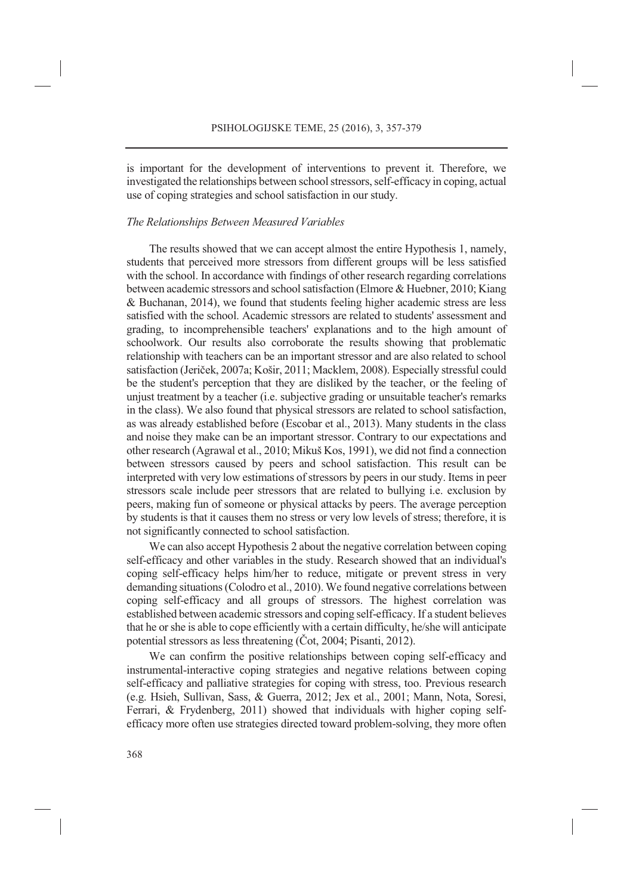is important for the development of interventions to prevent it. Therefore, we investigated the relationships between school stressors, self-efficacy in coping, actual use of coping strategies and school satisfaction in our study.

### *The Relationships Between Measured Variables*

The results showed that we can accept almost the entire Hypothesis 1, namely, students that perceived more stressors from different groups will be less satisfied with the school. In accordance with findings of other research regarding correlations between academic stressors and school satisfaction (Elmore & Huebner, 2010; Kiang & Buchanan, 2014), we found that students feeling higher academic stress are less satisfied with the school. Academic stressors are related to students' assessment and grading, to incomprehensible teachers' explanations and to the high amount of schoolwork. Our results also corroborate the results showing that problematic relationship with teachers can be an important stressor and are also related to school satisfaction (Jeriček, 2007a; Košir, 2011; Macklem, 2008). Especially stressful could be the student's perception that they are disliked by the teacher, or the feeling of unjust treatment by a teacher (i.e. subjective grading or unsuitable teacher's remarks in the class). We also found that physical stressors are related to school satisfaction, as was already established before (Escobar et al., 2013). Many students in the class and noise they make can be an important stressor. Contrary to our expectations and other research (Agrawal et al., 2010; Mikuš Kos, 1991), we did not find a connection between stressors caused by peers and school satisfaction. This result can be interpreted with very low estimations of stressors by peers in our study. Items in peer stressors scale include peer stressors that are related to bullying i.e. exclusion by peers, making fun of someone or physical attacks by peers. The average perception by students is that it causes them no stress or very low levels of stress; therefore, it is not significantly connected to school satisfaction.

We can also accept Hypothesis 2 about the negative correlation between coping self-efficacy and other variables in the study. Research showed that an individual's coping self-efficacy helps him/her to reduce, mitigate or prevent stress in very demanding situations (Colodro et al., 2010). We found negative correlations between coping self-efficacy and all groups of stressors. The highest correlation was established between academic stressors and coping self-efficacy. If a student believes that he or she is able to cope efficiently with a certain difficulty, he/she will anticipate potential stressors as less threatening (Čot, 2004; Pisanti, 2012).

We can confirm the positive relationships between coping self-efficacy and instrumental-interactive coping strategies and negative relations between coping self-efficacy and palliative strategies for coping with stress, too. Previous research (e.g. Hsieh, Sullivan, Sass, & Guerra, 2012; Jex et al., 2001; Mann, Nota, Soresi, Ferrari, & Frydenberg, 2011) showed that individuals with higher coping self-efficacy more often use strategies directed toward problem-solving, they more often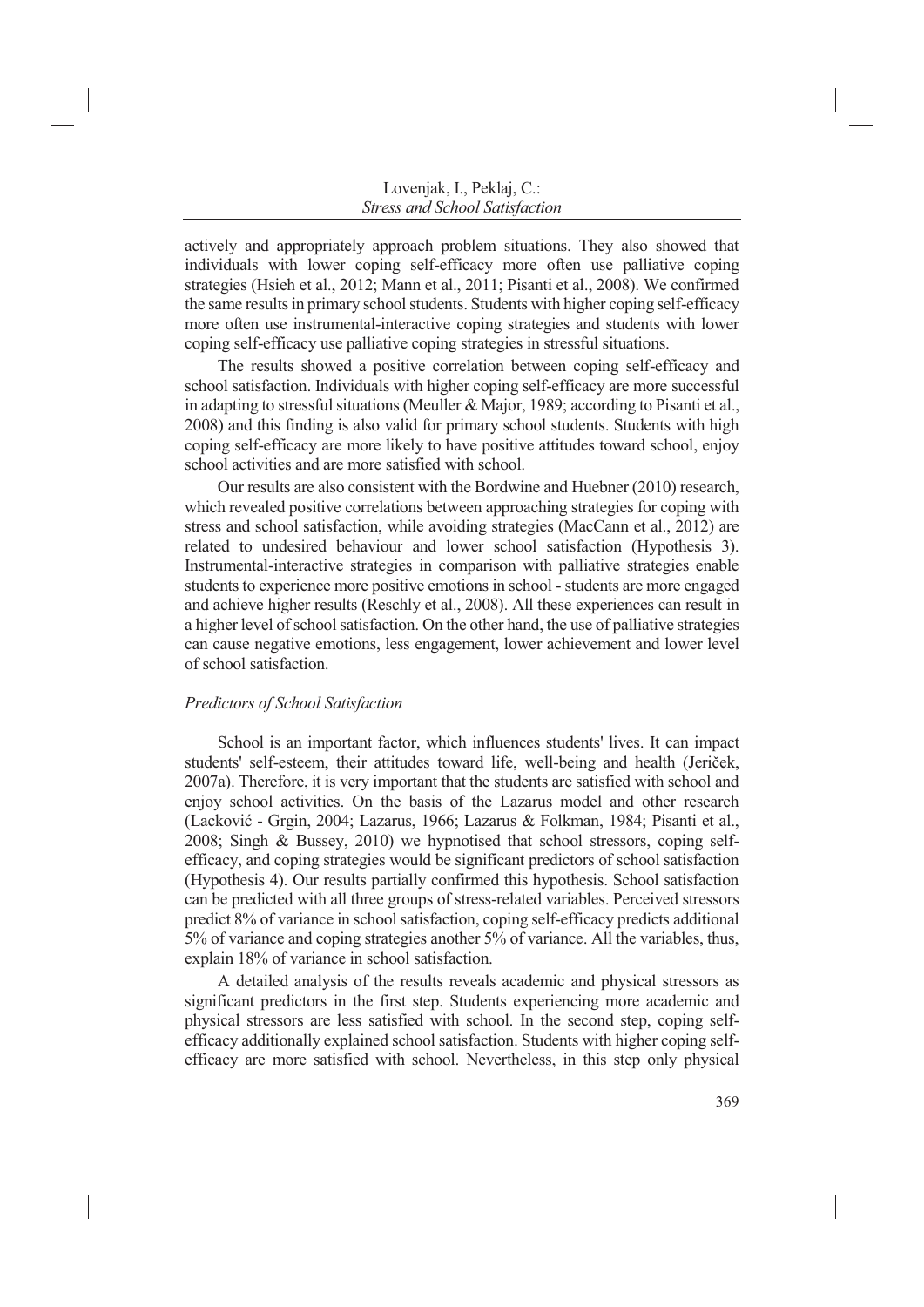actively and appropriately approach problem situations. They also showed that individuals with lower coping self-efficacy more often use palliative coping strategies (Hsieh et al., 2012; Mann et al., 2011; Pisanti et al., 2008). We confirmed the same results in primary school students. Students with higher coping self-efficacy more often use instrumental-interactive coping strategies and students with lower coping self-efficacy use palliative coping strategies in stressful situations.

The results showed a positive correlation between coping self-efficacy and school satisfaction. Individuals with higher coping self-efficacy are more successful in adapting to stressful situations (Meuller & Major, 1989; according to Pisanti et al., 2008) and this finding is also valid for primary school students. Students with high coping self-efficacy are more likely to have positive attitudes toward school, enjoy school activities and are more satisfied with school.

Our results are also consistent with the Bordwine and Huebner (2010) research, which revealed positive correlations between approaching strategies for coping with stress and school satisfaction, while avoiding strategies (MacCann et al., 2012) are related to undesired behaviour and lower school satisfaction (Hypothesis 3). Instrumental-interactive strategies in comparison with palliative strategies enable students to experience more positive emotions in school - students are more engaged and achieve higher results (Reschly et al., 2008). All these experiences can result in a higher level of school satisfaction. On the other hand, the use of palliative strategies can cause negative emotions, less engagement, lower achievement and lower level of school satisfaction.

### *Predictors of School Satisfaction*

School is an important factor, which influences students' lives. It can impact students' self-esteem, their attitudes toward life, well-being and health (Jeriček, 2007a). Therefore, it is very important that the students are satisfied with school and enjoy school activities. On the basis of the Lazarus model and other research (Lacković - Grgin, 2004; Lazarus, 1966; Lazarus & Folkman, 1984; Pisanti et al., 2008; Singh & Bussey, 2010) we hypnotised that school stressors, coping self-efficacy, and coping strategies would be significant predictors of school satisfaction (Hypothesis 4). Our results partially confirmed this hypothesis. School satisfaction can be predicted with all three groups of stress-related variables. Perceived stressors predict 8% of variance in school satisfaction, coping self-efficacy predicts additional 5% of variance and coping strategies another 5% of variance. All the variables, thus, explain 18% of variance in school satisfaction.

A detailed analysis of the results reveals academic and physical stressors as significant predictors in the first step. Students experiencing more academic and physical stressors are less satisfied with school. In the second step, coping self-efficacy additionally explained school satisfaction. Students with higher coping self-efficacy are more satisfied with school. Nevertheless, in this step only physical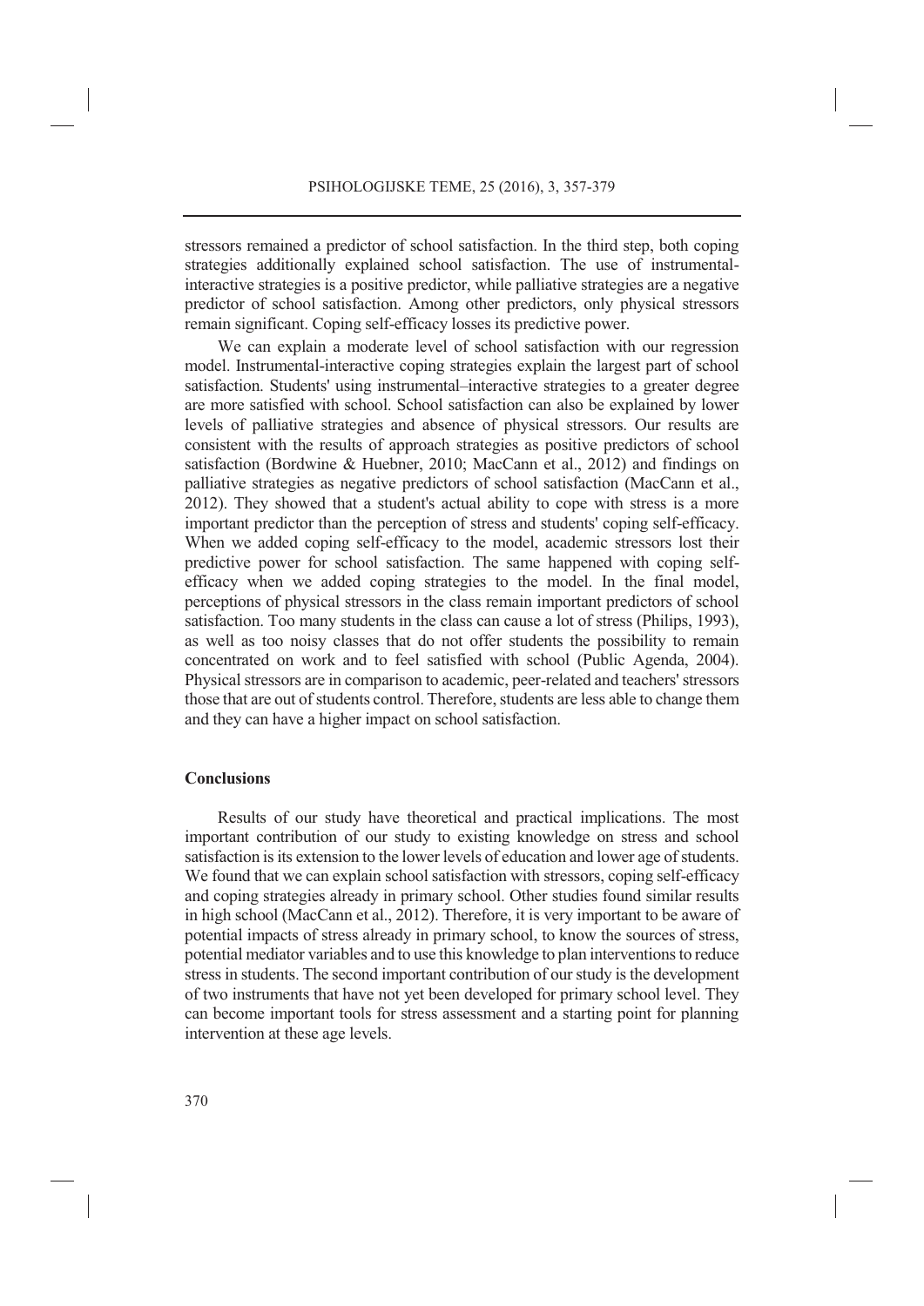stressors remained a predictor of school satisfaction. In the third step, both coping strategies additionally explained school satisfaction. The use of instrumental-interactive strategies is a positive predictor, while palliative strategies are a negative predictor of school satisfaction. Among other predictors, only physical stressors remain significant. Coping self-efficacy losses its predictive power.

We can explain a moderate level of school satisfaction with our regression model. Instrumental-interactive coping strategies explain the largest part of school satisfaction. Students' using instrumental–interactive strategies to a greater degree are more satisfied with school. School satisfaction can also be explained by lower levels of palliative strategies and absence of physical stressors. Our results are consistent with the results of approach strategies as positive predictors of school satisfaction (Bordwine & Huebner, 2010; MacCann et al., 2012) and findings on palliative strategies as negative predictors of school satisfaction (MacCann et al., 2012). They showed that a student's actual ability to cope with stress is a more important predictor than the perception of stress and students' coping self-efficacy. When we added coping self-efficacy to the model, academic stressors lost their predictive power for school satisfaction. The same happened with coping self-efficacy when we added coping strategies to the model. In the final model, perceptions of physical stressors in the class remain important predictors of school satisfaction. Too many students in the class can cause a lot of stress (Philips, 1993), as well as too noisy classes that do not offer students the possibility to remain concentrated on work and to feel satisfied with school (Public Agenda, 2004). Physical stressors are in comparison to academic, peer-related and teachers' stressors those that are out of students control. Therefore, students are less able to change them and they can have a higher impact on school satisfaction.

## Conclusions

Results of our study have theoretical and practical implications. The most important contribution of our study to existing knowledge on stress and school satisfaction is its extension to the lower levels of education and lower age of students. We found that we can explain school satisfaction with stressors, coping self-efficacy and coping strategies already in primary school. Other studies found similar results in high school (MacCann et al., 2012). Therefore, it is very important to be aware of potential impacts of stress already in primary school, to know the sources of stress, potential mediator variables and to use this knowledge to plan interventions to reduce stress in students. The second important contribution of our study is the development of two instruments that have not yet been developed for primary school level. They can become important tools for stress assessment and a starting point for planning intervention at these age levels.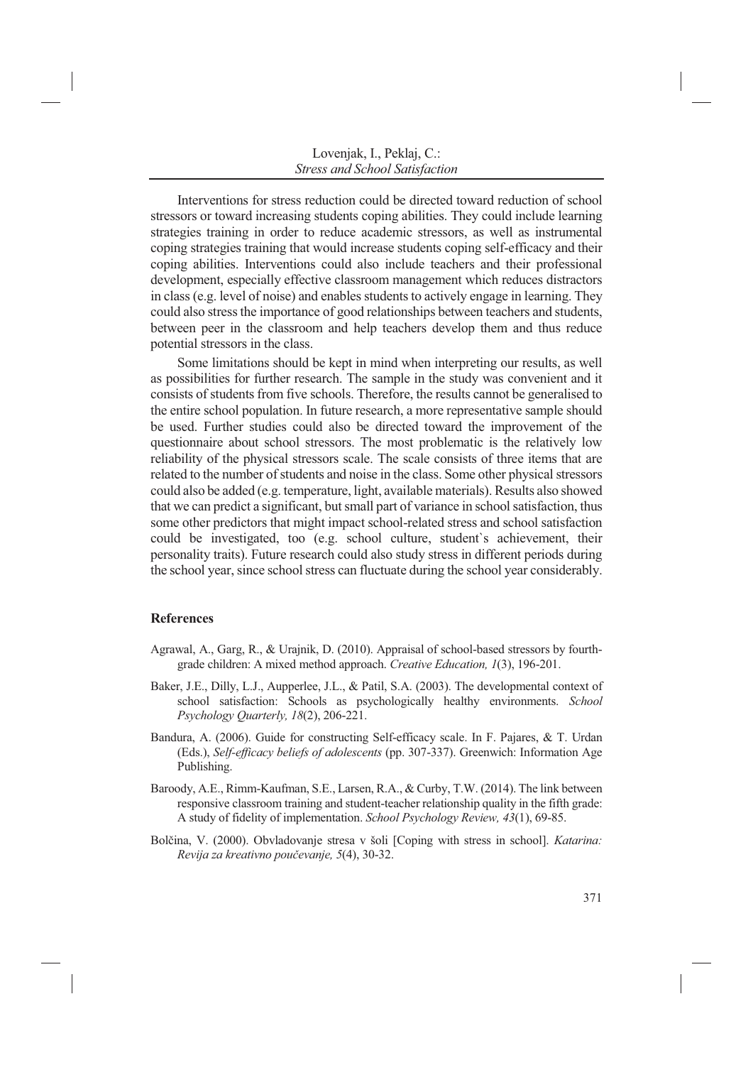Interventions for stress reduction could be directed toward reduction of school stressors or toward increasing students coping abilities. They could include learning strategies training in order to reduce academic stressors, as well as instrumental coping strategies training that would increase students coping self-efficacy and their coping abilities. Interventions could also include teachers and their professional development, especially effective classroom management which reduces distractors in class (e.g. level of noise) and enables students to actively engage in learning. They could also stress the importance of good relationships between teachers and students, between peer in the classroom and help teachers develop them and thus reduce potential stressors in the class.

Some limitations should be kept in mind when interpreting our results, as well as possibilities for further research. The sample in the study was convenient and it consists of students from five schools. Therefore, the results cannot be generalised to the entire school population. In future research, a more representative sample should be used. Further studies could also be directed toward the improvement of the questionnaire about school stressors. The most problematic is the relatively low reliability of the physical stressors scale. The scale consists of three items that are related to the number of students and noise in the class. Some other physical stressors could also be added (e.g. temperature, light, available materials). Results also showed that we can predict a significant, but small part of variance in school satisfaction, thus some other predictors that might impact school-related stress and school satisfaction could be investigated, too (e.g. school culture, student`s achievement, their personality traits). Future research could also study stress in different periods during the school year, since school stress can fluctuate during the school year considerably.

## References

Agrawal, A., Garg, R., & Urajnik, D. (2010). Appraisal of school-based stressors by fourth-grade children: A mixed method approach. *Creative Education, 1*(3), 196-201.

Baker, J.E., Dilly, L.J., Aupperlee, J.L., & Patil, S.A. (2003). The developmental context of school satisfaction: Schools as psychologically healthy environments. *School Psychology Quarterly, 18*(2), 206-221.

Bandura, A. (2006). Guide for constructing Self-efficacy scale. In F. Pajares, & T. Urdan (Eds.), *Self-efficacy beliefs of adolescents* (pp. 307-337). Greenwich: Information Age Publishing.

Baroody, A.E., Rimm-Kaufman, S.E., Larsen, R.A., & Curby, T.W. (2014). The link between responsive classroom training and student-teacher relationship quality in the fifth grade: A study of fidelity of implementation. *School Psychology Review, 43*(1), 69-85.

Bolčina, V. (2000). Obvladovanje stresa v šoli [Coping with stress in school]. *Katarina: Revija za kreativno poučevanje, 5*(4), 30-32.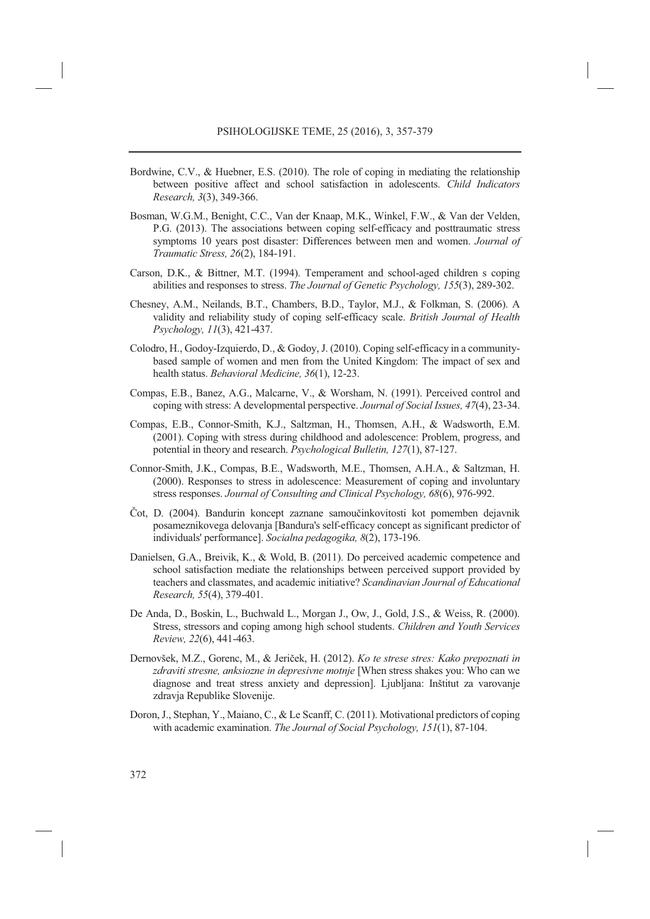Bordwine, C.V., & Huebner, E.S. (2010). The role of coping in mediating the relationship between positive affect and school satisfaction in adolescents. *Child Indicators Research, 3*(3), 349-366.

Bosman, W.G.M., Benight, C.C., Van der Knaap, M.K., Winkel, F.W., & Van der Velden, P.G. (2013). The associations between coping self-efficacy and posttraumatic stress symptoms 10 years post disaster: Differences between men and women. *Journal of Traumatic Stress, 26*(2), 184-191.

Carson, D.K., & Bittner, M.T. (1994). Temperament and school-aged children s coping abilities and responses to stress. *The Journal of Genetic Psychology, 155*(3), 289-302.

Chesney, A.M., Neilands, B.T., Chambers, B.D., Taylor, M.J., & Folkman, S. (2006). A validity and reliability study of coping self-efficacy scale. *British Journal of Health Psychology, 11*(3), 421-437.

Colodro, H., Godoy-Izquierdo, D., & Godoy, J. (2010). Coping self-efficacy in a community-based sample of women and men from the United Kingdom: The impact of sex and health status. *Behavioral Medicine, 36*(1), 12-23.

Compas, E.B., Banez, A.G., Malcarne, V., & Worsham, N. (1991). Perceived control and coping with stress: A developmental perspective. *Journal of Social Issues, 47*(4), 23-34.

Compas, E.B., Connor-Smith, K.J., Saltzman, H., Thomsen, A.H., & Wadsworth, E.M. (2001). Coping with stress during childhood and adolescence: Problem, progress, and potential in theory and research. *Psychological Bulletin, 127*(1), 87-127.

Connor-Smith, J.K., Compas, B.E., Wadsworth, M.E., Thomsen, A.H.A., & Saltzman, H. (2000). Responses to stress in adolescence: Measurement of coping and involuntary stress responses. *Journal of Consulting and Clinical Psychology, 68*(6), 976-992.

Čot, D. (2004). Bandurin koncept zaznane samoučinkovitosti kot pomemben dejavnik posameznikovega delovanja [Bandura's self-efficacy concept as significant predictor of individuals' performance]. *Socialna pedagogika, 8*(2), 173-196.

Danielsen, G.A., Breivik, K., & Wold, B. (2011). Do perceived academic competence and school satisfaction mediate the relationships between perceived support provided by teachers and classmates, and academic initiative? *Scandinavian Journal of Educational Research, 55*(4), 379-401.

De Anda, D., Boskin, L., Buchwald L., Morgan J., Ow, J., Gold, J.S., & Weiss, R. (2000). Stress, stressors and coping among high school students. *Children and Youth Services Review, 22*(6), 441-463.

Dernovšek, M.Z., Gorenc, M., & Jeriček, H. (2012). *Ko te strese stres: Kako prepoznati in zdraviti stresne, anksiozne in depresivne motnje* [When stress shakes you: Who can we diagnose and treat stress anxiety and depression]. Ljubljana: Inštitut za varovanje zdravja Republike Slovenije.

Doron, J., Stephan, Y., Maiano, C., & Le Scanff, C. (2011). Motivational predictors of coping with academic examination. *The Journal of Social Psychology, 151*(1), 87-104.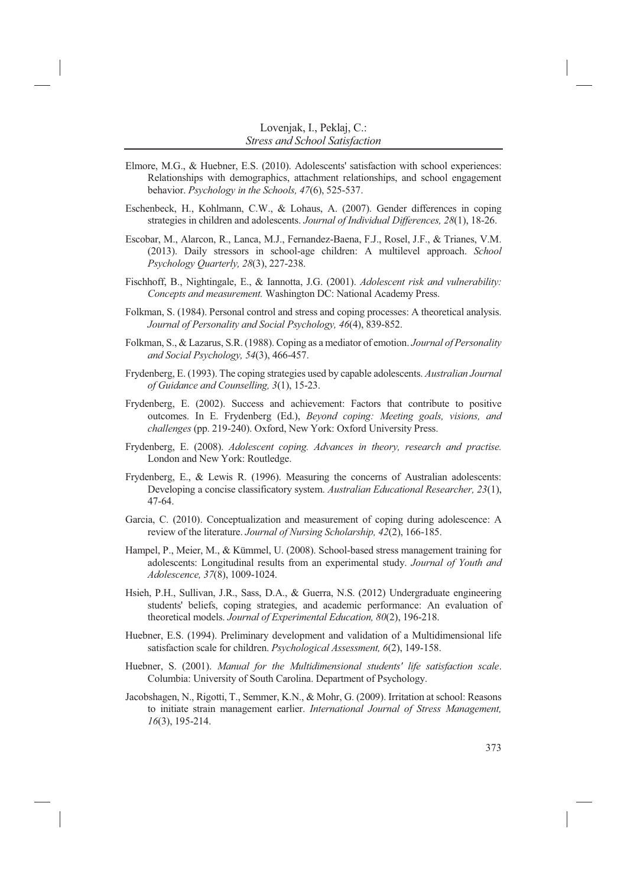Elmore, M.G., & Huebner, E.S. (2010). Adolescents' satisfaction with school experiences: Relationships with demographics, attachment relationships, and school engagement behavior. *Psychology in the Schools, 47*(6), 525-537.

Eschenbeck, H., Kohlmann, C.W., & Lohaus, A. (2007). Gender differences in coping strategies in children and adolescents. *Journal of Individual Differences, 28*(1), 18-26.

Escobar, M., Alarcon, R., Lanca, M.J., Fernandez-Baena, F.J., Rosel, J.F., & Trianes, V.M. (2013). Daily stressors in school-age children: A multilevel approach. *School Psychology Quarterly, 28*(3), 227-238.

Fischhoff, B., Nightingale, E., & Iannotta, J.G. (2001). *Adolescent risk and vulnerability: Concepts and measurement.* Washington DC: National Academy Press.

Folkman, S. (1984). Personal control and stress and coping processes: A theoretical analysis. *Journal of Personality and Social Psychology, 46*(4), 839-852.

Folkman, S., & Lazarus, S.R. (1988). Coping as a mediator of emotion. *Journal of Personality and Social Psychology, 54*(3), 466-457.

Frydenberg, E. (1993). The coping strategies used by capable adolescents. *Australian Journal of Guidance and Counselling, 3*(1), 15-23.

Frydenberg, E. (2002). Success and achievement: Factors that contribute to positive outcomes. In E. Frydenberg (Ed.), *Beyond coping: Meeting goals, visions, and challenges* (pp. 219-240). Oxford, New York: Oxford University Press.

Frydenberg, E. (2008). *Adolescent coping. Advances in theory, research and practise.* London and New York: Routledge.

Frydenberg, E., & Lewis R. (1996). Measuring the concerns of Australian adolescents: Developing a concise classificatory system. *Australian Educational Researcher, 23*(1), 47-64.

Garcia, C. (2010). Conceptualization and measurement of coping during adolescence: A review of the literature. *Journal of Nursing Scholarship, 42*(2), 166-185.

Hampel, P., Meier, M., & Kümmel, U. (2008). School-based stress management training for adolescents: Longitudinal results from an experimental study. *Journal of Youth and Adolescence, 37*(8), 1009-1024.

Hsieh, P.H., Sullivan, J.R., Sass, D.A., & Guerra, N.S. (2012) Undergraduate engineering students' beliefs, coping strategies, and academic performance: An evaluation of theoretical models. *Journal of Experimental Education, 80*(2), 196-218.

Huebner, E.S. (1994). Preliminary development and validation of a Multidimensional life satisfaction scale for children. *Psychological Assessment, 6*(2), 149-158.

Huebner, S. (2001). *Manual for the Multidimensional students' life satisfaction scale*. Columbia: University of South Carolina. Department of Psychology.

Jacobshagen, N., Rigotti, T., Semmer, K.N., & Mohr, G. (2009). Irritation at school: Reasons to initiate strain management earlier. *International Journal of Stress Management, 16*(3), 195-214.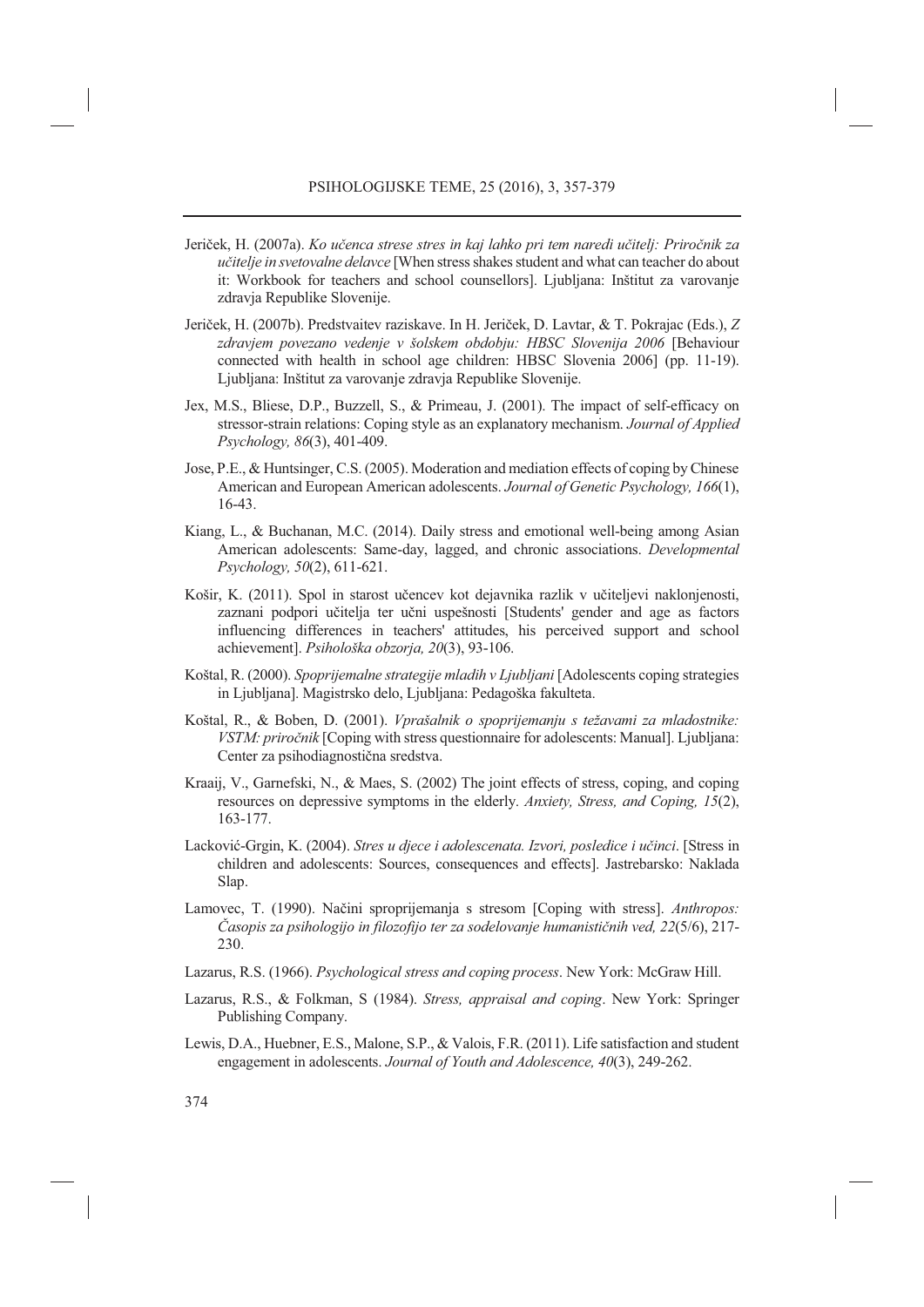Jeriček, H. (2007a). *Ko učenca strese stres in kaj lahko pri tem naredi učitelj: Priročnik za učitelje in svetovalne delavce* [When stress shakes student and what can teacher do about it: Workbook for teachers and school counsellors]. Ljubljana: Inštitut za varovanje zdravja Republike Slovenije.

Jeriček, H. (2007b). Predstvaitev raziskave. In H. Jeriček, D. Lavtar, & T. Pokrajac (Eds.), *Z zdravjem povezano vedenje v šolskem obdobju: HBSC Slovenija 2006* [Behaviour connected with health in school age children: HBSC Slovenia 2006] (pp. 11-19). Ljubljana: Inštitut za varovanje zdravja Republike Slovenije.

Jex, M.S., Bliese, D.P., Buzzell, S., & Primeau, J. (2001). The impact of self-efficacy on stressor-strain relations: Coping style as an explanatory mechanism. *Journal of Applied Psychology, 86*(3), 401-409.

Jose, P.E., & Huntsinger, C.S. (2005). Moderation and mediation effects of coping by Chinese American and European American adolescents. *Journal of Genetic Psychology, 166*(1), 16-43.

Kiang, L., & Buchanan, M.C. (2014). Daily stress and emotional well-being among Asian American adolescents: Same-day, lagged, and chronic associations. *Developmental Psychology, 50*(2), 611-621.

Košir, K. (2011). Spol in starost učencev kot dejavnika razlik v učiteljevi naklonjenosti, zaznani podpori učitelja ter učni uspešnosti [Students' gender and age as factors influencing differences in teachers' attitudes, his perceived support and school achievement]. *Psihološka obzorja, 20*(3), 93-106.

Koštal, R. (2000). *Spoprijemalne strategije mladih v Ljubljani* [Adolescents coping strategies in Ljubljana]. Magistrsko delo, Ljubljana: Pedagoška fakulteta.

Koštal, R., & Boben, D. (2001). *Vprašalnik o spoprijemanju s težavami za mladostnike: VSTM: priročnik* [Coping with stress questionnaire for adolescents: Manual]. Ljubljana: Center za psihodiagnostična sredstva.

Kraaij, V., Garnefski, N., & Maes, S. (2002) The joint effects of stress, coping, and coping resources on depressive symptoms in the elderly. *Anxiety, Stress, and Coping, 15*(2), 163-177.

Lacković-Grgin, K. (2004). *Stres u djece i adolescenata. Izvori, posledice i učinci*. [Stress in children and adolescents: Sources, consequences and effects]. Jastrebarsko: Naklada Slap.

Lamovec, T. (1990). Načini sproprijemanja s stresom [Coping with stress]. *Anthropos: Časopis za psihologijo in filozofijo ter za sodelovanje humanističnih ved, 22*(5/6), 217-230.

Lazarus, R.S. (1966). *Psychological stress and coping process*. New York: McGraw Hill.

Lazarus, R.S., & Folkman, S (1984). *Stress, appraisal and coping*. New York: Springer Publishing Company.

Lewis, D.A., Huebner, E.S., Malone, S.P., & Valois, F.R. (2011). Life satisfaction and student engagement in adolescents. *Journal of Youth and Adolescence, 40*(3), 249-262.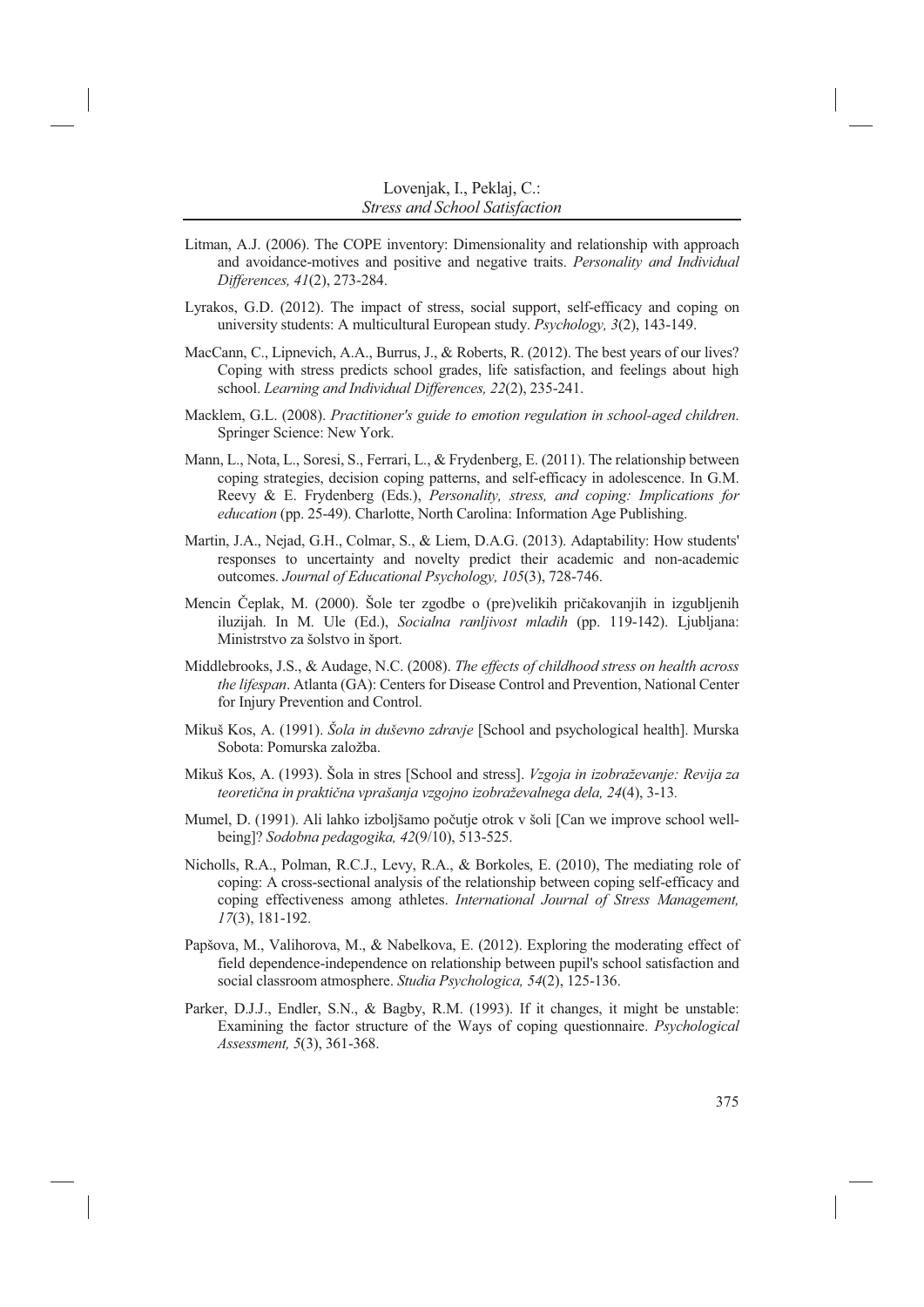Litman, A.J. (2006). The COPE inventory: Dimensionality and relationship with approach and avoidance-motives and positive and negative traits. *Personality and Individual Differences, 41*(2), 273-284.

Lyrakos, G.D. (2012). The impact of stress, social support, self-efficacy and coping on university students: A multicultural European study. *Psychology, 3*(2), 143-149.

MacCann, C., Lipnevich, A.A., Burrus, J., & Roberts, R. (2012). The best years of our lives? Coping with stress predicts school grades, life satisfaction, and feelings about high school. *Learning and Individual Differences, 22*(2), 235-241.

Macklem, G.L. (2008). *Practitioner's guide to emotion regulation in school-aged children*. Springer Science: New York.

Mann, L., Nota, L., Soresi, S., Ferrari, L., & Frydenberg, E. (2011). The relationship between coping strategies, decision coping patterns, and self-efficacy in adolescence. In G.M. Reevy & E. Frydenberg (Eds.), *Personality, stress, and coping: Implications for education* (pp. 25-49). Charlotte, North Carolina: Information Age Publishing.

Martin, J.A., Nejad, G.H., Colmar, S., & Liem, D.A.G. (2013). Adaptability: How students' responses to uncertainty and novelty predict their academic and non-academic outcomes. *Journal of Educational Psychology, 105*(3), 728-746.

Mencin Čeplak, M. (2000). Šole ter zgodbe o (pre)velikih pričakovanjih in izgubljenih iluzijah. In M. Ule (Ed.), *Socialna ranljivost mladih* (pp. 119-142). Ljubljana: Ministrstvo za šolstvo in šport.

Middlebrooks, J.S., & Audage, N.C. (2008). *The effects of childhood stress on health across the lifespan*. Atlanta (GA): Centers for Disease Control and Prevention, National Center for Injury Prevention and Control.

Mikuš Kos, A. (1991). *Šola in duševno zdravje* [School and psychological health]. Murska Sobota: Pomurska založba.

Mikuš Kos, A. (1993). Šola in stres [School and stress]. *Vzgoja in izobraževanje: Revija za teoretična in praktična vprašanja vzgojno izobraževalnega dela, 24*(4), 3-13.

Mumel, D. (1991). Ali lahko izboljšamo počutje otrok v šoli [Can we improve school well-being]? *Sodobna pedagogika, 42*(9/10), 513-525.

Nicholls, R.A., Polman, R.C.J., Levy, R.A., & Borkoles, E. (2010), The mediating role of coping: A cross-sectional analysis of the relationship between coping self-efficacy and coping effectiveness among athletes. *International Journal of Stress Management, 17*(3), 181-192.

Papšova, M., Valihorova, M., & Nabelkova, E. (2012). Exploring the moderating effect of field dependence-independence on relationship between pupil's school satisfaction and social classroom atmosphere. *Studia Psychologica, 54*(2), 125-136.

Parker, D.J.J., Endler, S.N., & Bagby, R.M. (1993). If it changes, it might be unstable: Examining the factor structure of the Ways of coping questionnaire. *Psychological Assessment, 5*(3), 361-368.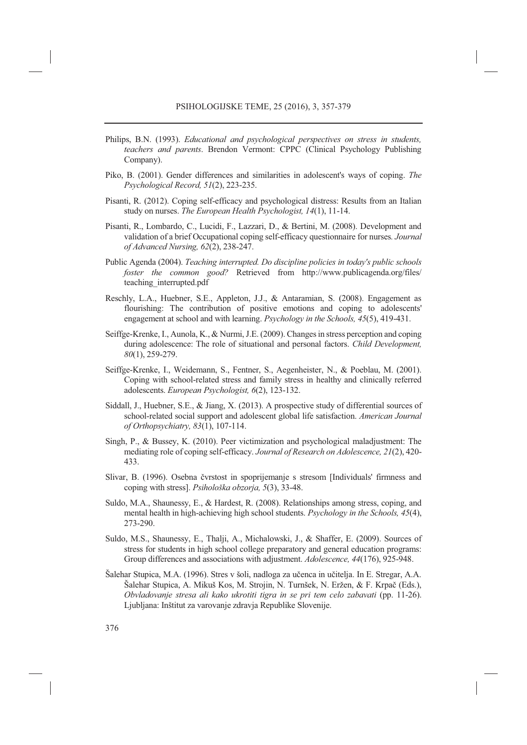Philips, B.N. (1993). *Educational and psychological perspectives on stress in students, teachers and parents*. Brendon Vermont: CPPC (Clinical Psychology Publishing Company).

Piko, B. (2001). Gender differences and similarities in adolescent's ways of coping. *The Psychological Record, 51*(2), 223-235.

Pisanti, R. (2012). Coping self-efficacy and psychological distress: Results from an Italian study on nurses. *The European Health Psychologist, 14*(1), 11-14.

Pisanti, R., Lombardo, C., Lucidi, F., Lazzari, D., & Bertini, M. (2008). Development and validation of a brief Occupational coping self-efficacy questionnaire for nurses. *Journal of Advanced Nursing, 62*(2), 238-247.

Public Agenda (2004). *Teaching interrupted. Do discipline policies in today's public schools foster the common good?* Retrieved from http://www.publicagenda.org/files/teaching_interrupted.pdf

Reschly, L.A., Huebner, S.E., Appleton, J.J., & Antaramian, S. (2008). Engagement as flourishing: The contribution of positive emotions and coping to adolescents' engagement at school and with learning. *Psychology in the Schools, 45*(5), 419-431.

Seiffge-Krenke, I., Aunola, K., & Nurmi, J.E. (2009). Changes in stress perception and coping during adolescence: The role of situational and personal factors. *Child Development, 80*(1), 259-279.

Seiffge-Krenke, I., Weidemann, S., Fentner, S., Aegenheister, N., & Poeblau, M. (2001). Coping with school-related stress and family stress in healthy and clinically referred adolescents. *European Psychologist, 6*(2), 123-132.

Siddall, J., Huebner, S.E., & Jiang, X. (2013). A prospective study of differential sources of school-related social support and adolescent global life satisfaction. *American Journal of Orthopsychiatry, 83*(1), 107-114.

Singh, P., & Bussey, K. (2010). Peer victimization and psychological maladjustment: The mediating role of coping self-efficacy. *Journal of Research on Adolescence, 21*(2), 420-433.

Slivar, B. (1996). Osebna čvrstost in spoprijemanje s stresom [Individuals' firmness and coping with stress]. *Psihološka obzorja, 5*(3), 33-48.

Suldo, M.A., Shaunessy, E., & Hardest, R. (2008). Relationships among stress, coping, and mental health in high-achieving high school students. *Psychology in the Schools, 45*(4), 273-290.

Suldo, M.S., Shaunessy, E., Thalji, A., Michalowski, J., & Shaffer, E. (2009). Sources of stress for students in high school college preparatory and general education programs: Group differences and associations with adjustment. *Adolescence, 44*(176), 925-948.

Šalehar Stupica, M.A. (1996). Stres v šoli, nadloga za učenca in učitelja. In E. Stregar, A.A. Šalehar Stupica, A. Mikuš Kos, M. Strojin, N. Turnšek, N. Eržen, & F. Krpač (Eds.), *Obvladovanje stresa ali kako ukrotiti tigra in se pri tem celo zabavati* (pp. 11-26). Ljubljana: Inštitut za varovanje zdravja Republike Slovenije.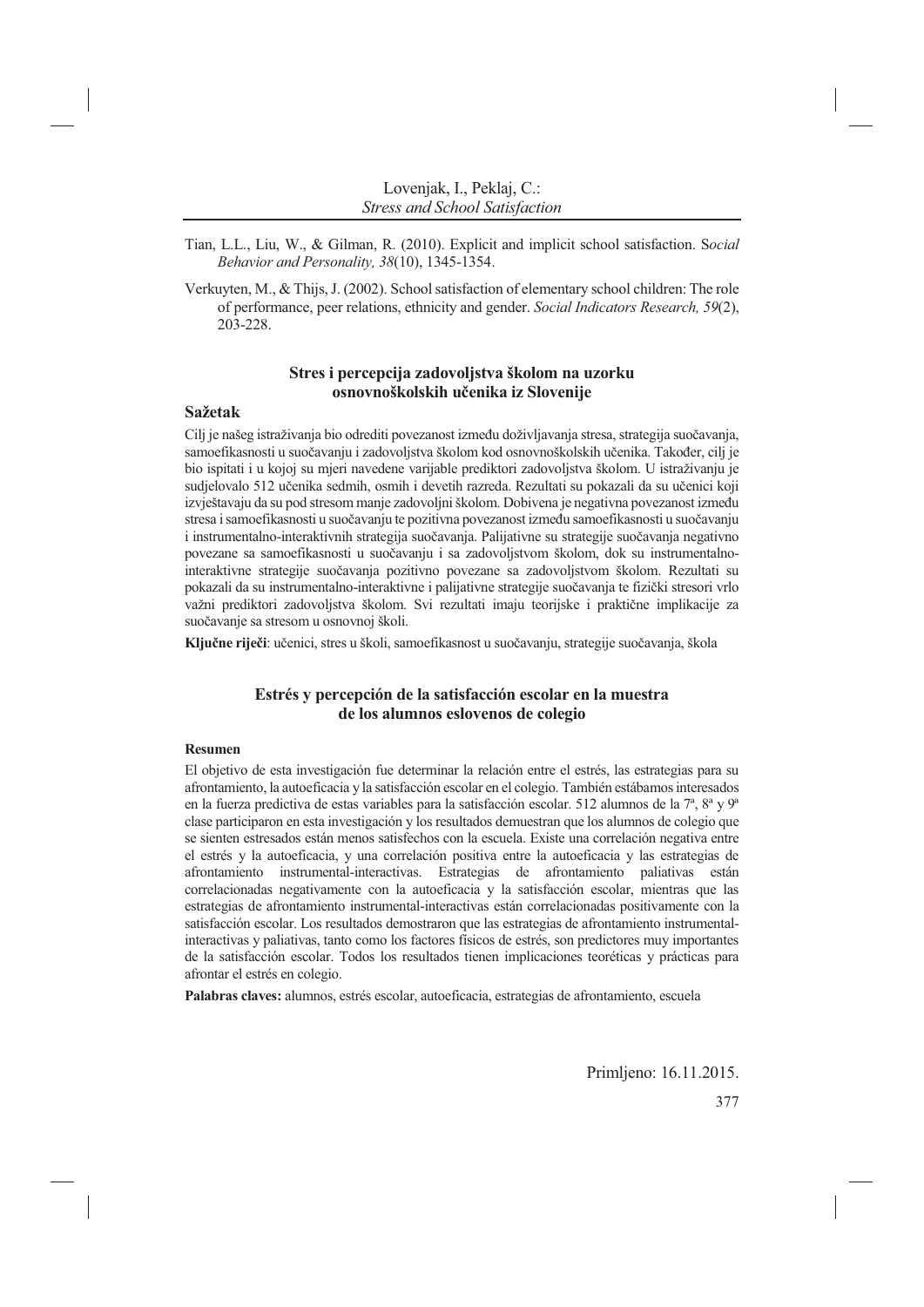Tian, L.L., Liu, W., & Gilman, R. (2010). Explicit and implicit school satisfaction. S*ocial Behavior and Personality, 38*(10), 1345-1354.

Verkuyten, M., & Thijs, J. (2002). School satisfaction of elementary school children: The role of performance, peer relations, ethnicity and gender. *Social Indicators Research, 59*(2), 203-228.

## Stres i percepcija zadovoljstva školom na uzorku osnovnoškolskih učenika iz Slovenije

### Sažetak

Cilj je našeg istraživanja bio odrediti povezanost između doživljavanja stresa, strategija suočavanja, samoefikasnosti u suočavanju i zadovoljstva školom kod osnovnoškolskih učenika. Također, cilj je bio ispitati i u kojoj su mjeri navedene varijable prediktori zadovoljstva školom. U istraživanju je sudjelovalo 512 učenika sedmih, osmih i devetih razreda. Rezultati su pokazali da su učenici koji izvještavaju da su pod stresom manje zadovoljni školom. Dobivena je negativna povezanost između stresa i samoefikasnosti u suočavanju te pozitivna povezanost između samoefikasnosti u suočavanju i instrumentalno-interaktivnih strategija suočavanja. Palijativne su strategije suočavanja negativno povezane sa samoefikasnosti u suočavanju i sa zadovoljstvom školom, dok su instrumentalno-interaktivne strategije suočavanja pozitivno povezane sa zadovoljstvom školom. Rezultati su pokazali da su instrumentalno-interaktivne i palijativne strategije suočavanja te fizički stresori vrlo važni prediktori zadovoljstva školom. Svi rezultati imaju teorijske i praktične implikacije za suočavanje sa stresom u osnovnoj školi.

**Ključne riječi**: učenici, stres u školi, samoefikasnost u suočavanju, strategije suočavanja, škola

## Estrés y percepción de la satisfacción escolar en la muestra de los alumnos eslovenos de colegio

### Resumen

El objetivo de esta investigación fue determinar la relación entre el estrés, las estrategias para su afrontamiento, la autoeficacia y la satisfacción escolar en el colegio. También estábamos interesados en la fuerza predictiva de estas variables para la satisfacción escolar. 512 alumnos de la 7ª, 8ª y 9ª clase participaron en esta investigación y los resultados demuestran que los alumnos de colegio que se sienten estresados están menos satisfechos con la escuela. Existe una correlación negativa entre el estrés y la autoeficacia, y una correlación positiva entre la autoeficacia y las estrategias de afrontamiento instrumental-interactivas. Estrategias de afrontamiento paliativas están correlacionadas negativamente con la autoeficacia y la satisfacción escolar, mientras que las estrategias de afrontamiento instrumental-interactivas están correlacionadas positivamente con la satisfacción escolar. Los resultados demostraron que las estrategias de afrontamiento instrumental-interactivas y paliativas, tanto como los factores físicos de estrés, son predictores muy importantes de la satisfacción escolar. Todos los resultados tienen implicaciones teoréticas y prácticas para afrontar el estrés en colegio.

**Palabras claves:** alumnos, estrés escolar, autoeficacia, estrategias de afrontamiento, escuela

Primljeno: 16.11.2015.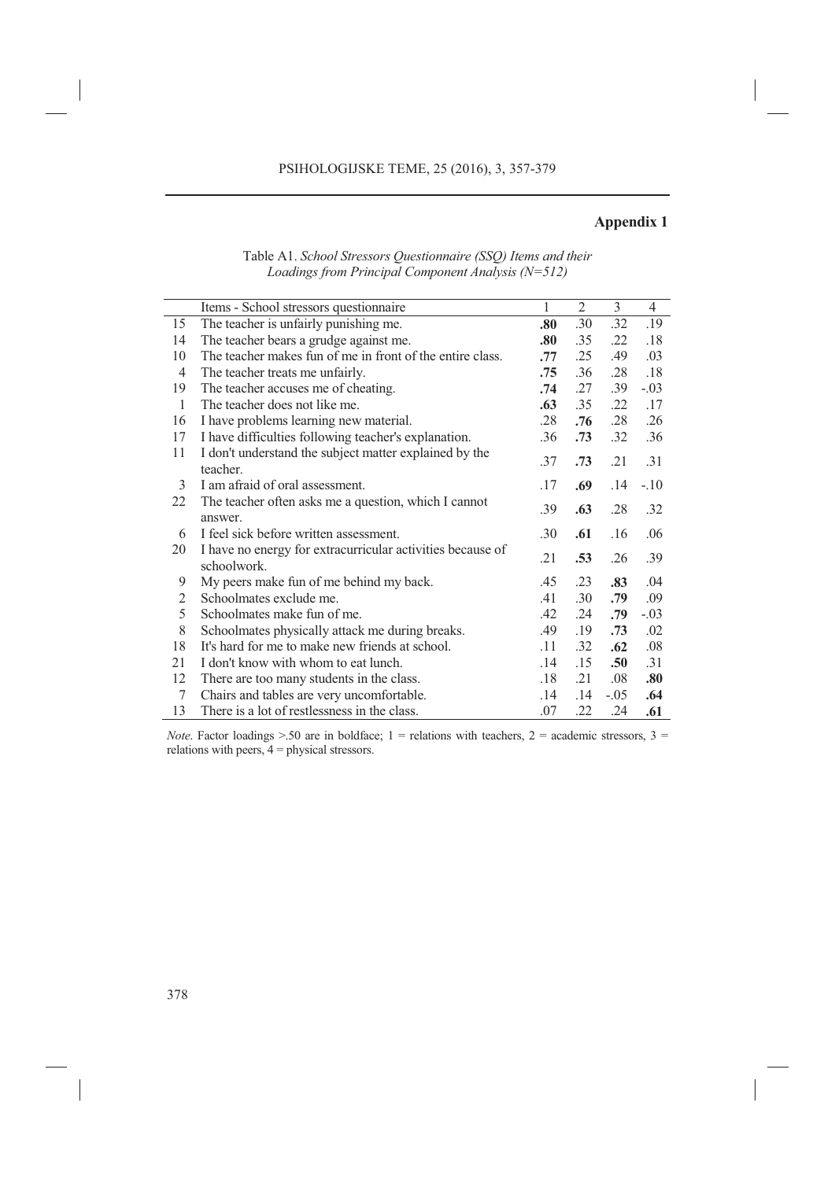## Appendix 1

Table A1. *School Stressors Questionnaire (SSQ) Items and their Loadings from Principal Component Analysis (N=512)*

| | Items - School stressors questionnaire | 1 | 2 | 3 | 4 |
|---|---|---|---|---|---|
| 15 | The teacher is unfairly punishing me. | **.80** | .30 | .32 | .19 |
| 14 | The teacher bears a grudge against me. | **.80** | .35 | .22 | .18 |
| 10 | The teacher makes fun of me in front of the entire class. | **.77** | .25 | .49 | .03 |
| 4 | The teacher treats me unfairly. | **.75** | .36 | .28 | .18 |
| 19 | The teacher accuses me of cheating. | **.74** | .27 | .39 | -.03 |
| 1 | The teacher does not like me. | **.63** | .35 | .22 | .17 |
| 16 | I have problems learning new material. | .28 | **.76** | .28 | .26 |
| 17 | I have difficulties following teacher's explanation. | .36 | **.73** | .32 | .36 |
| 11 | I don't understand the subject matter explained by the teacher. | .37 | **.73** | .21 | .31 |
| 3 | I am afraid of oral assessment. | .17 | **.69** | .14 | -.10 |
| 22 | The teacher often asks me a question, which I cannot answer. | .39 | **.63** | .28 | .32 |
| 6 | I feel sick before written assessment. | .30 | **.61** | .16 | .06 |
| 20 | I have no energy for extracurricular activities because of schoolwork. | .21 | **.53** | .26 | .39 |
| 9 | My peers make fun of me behind my back. | .45 | .23 | **.83** | .04 |
| 2 | Schoolmates exclude me. | .41 | .30 | **.79** | .09 |
| 5 | Schoolmates make fun of me. | .42 | .24 | **.79** | -.03 |
| 8 | Schoolmates physically attack me during breaks. | .49 | .19 | **.73** | .02 |
| 18 | It's hard for me to make new friends at school. | .11 | .32 | **.62** | .08 |
| 21 | I don't know with whom to eat lunch. | .14 | .15 | **.50** | .31 |
| 12 | There are too many students in the class. | .18 | .21 | .08 | **.80** |
| 7 | Chairs and tables are very uncomfortable. | .14 | .14 | -.05 | **.64** |
| 13 | There is a lot of restlessness in the class. | .07 | .22 | .24 | **.61** |

*Note.* Factor loadings >.50 are in boldface; 1 = relations with teachers, 2 = academic stressors, 3 = relations with peers, 4 = physical stressors.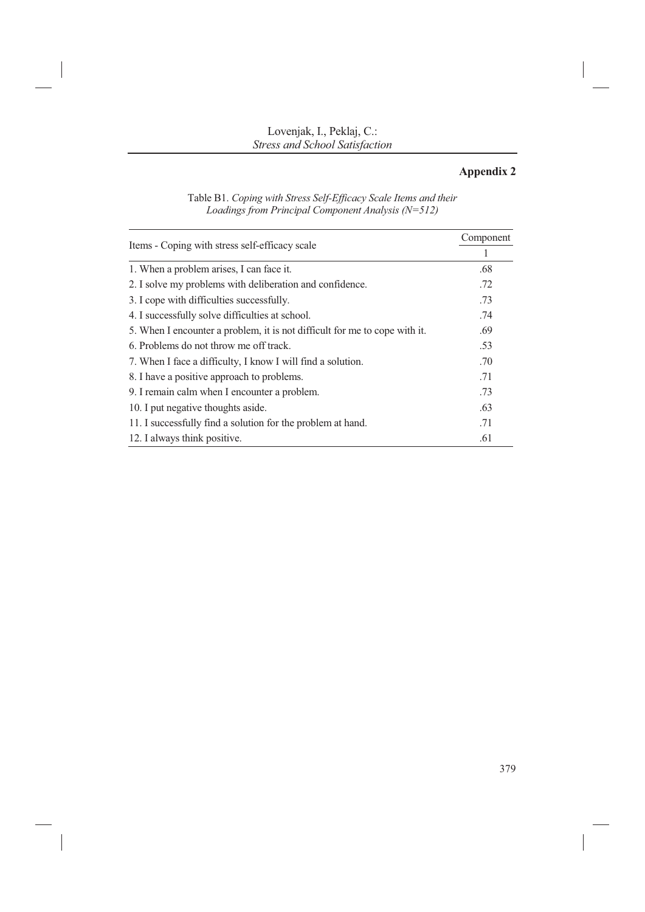## Appendix 2

Table B1. *Coping with Stress Self-Efficacy Scale Items and their Loadings from Principal Component Analysis (N=512)*

| Items - Coping with stress self-efficacy scale | Component |
|---|---|
| | 1 |
| 1. When a problem arises, I can face it. | .68 |
| 2. I solve my problems with deliberation and confidence. | .72 |
| 3. I cope with difficulties successfully. | .73 |
| 4. I successfully solve difficulties at school. | .74 |
| 5. When I encounter a problem, it is not difficult for me to cope with it. | .69 |
| 6. Problems do not throw me off track. | .53 |
| 7. When I face a difficulty, I know I will find a solution. | .70 |
| 8. I have a positive approach to problems. | .71 |
| 9. I remain calm when I encounter a problem. | .73 |
| 10. I put negative thoughts aside. | .63 |
| 11. I successfully find a solution for the problem at hand. | .71 |
| 12. I always think positive. | .61 |